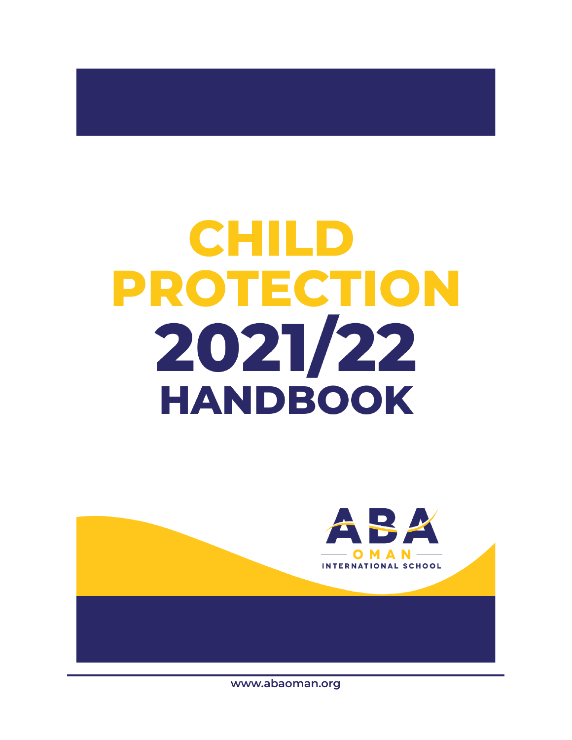# CHILD PROTECTION 2021/22 HANDBOOK

ABA
OMAN
INTERNATIONAL SCHOOL

www.abaoman.org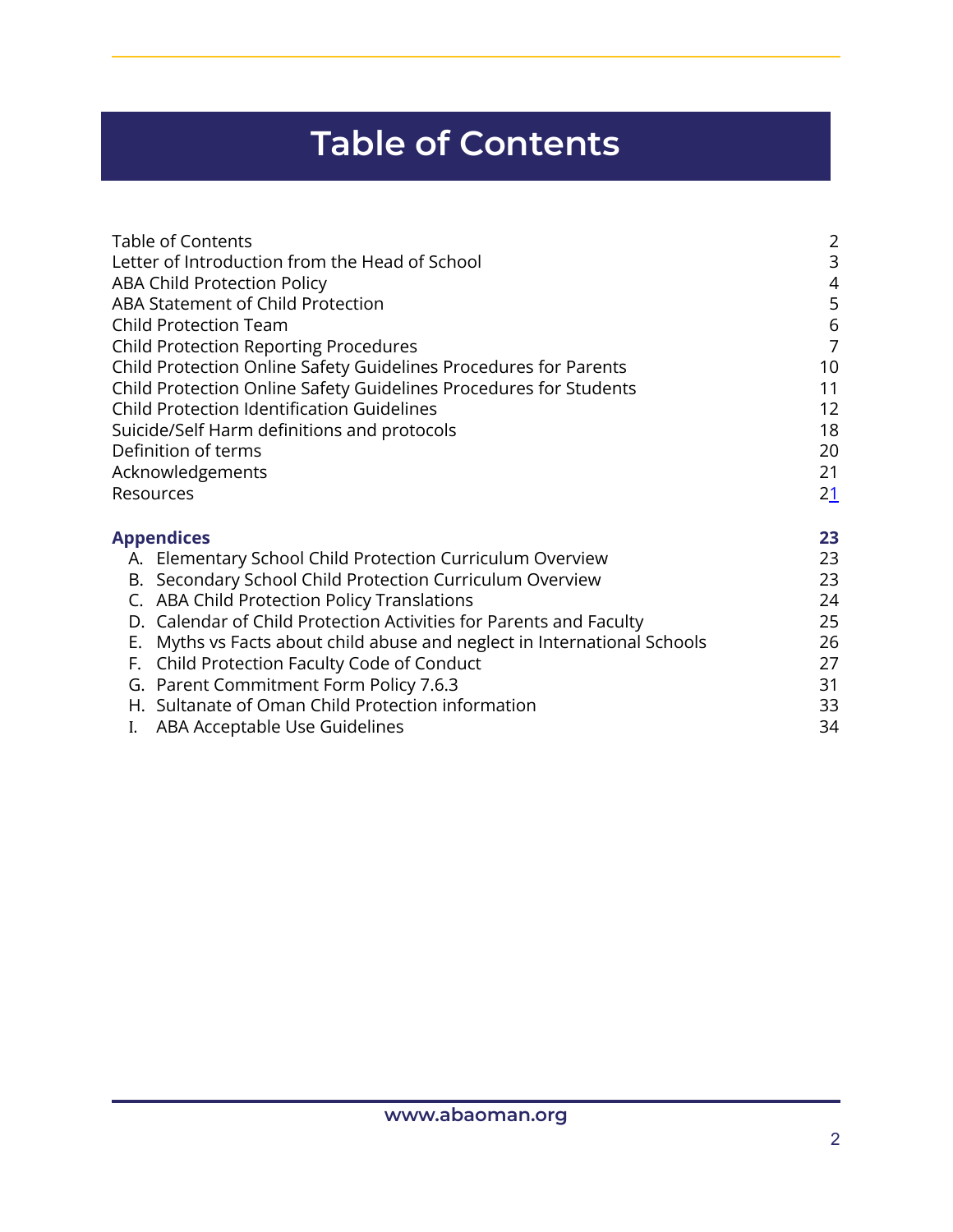# Table of Contents

| | |
|---|---|
| Table of Contents | 2 |
| Letter of Introduction from the Head of School | 3 |
| ABA Child Protection Policy | 4 |
| ABA Statement of Child Protection | 5 |
| Child Protection Team | 6 |
| Child Protection Reporting Procedures | 7 |
| Child Protection Online Safety Guidelines Procedures for Parents | 10 |
| Child Protection Online Safety Guidelines Procedures for Students | 11 |
| Child Protection Identification Guidelines | 12 |
| Suicide/Self Harm definitions and protocols | 18 |
| Definition of terms | 20 |
| Acknowledgements | 21 |
| Resources | 21 |
| **Appendices** | **23** |
| A. Elementary School Child Protection Curriculum Overview | 23 |
| B. Secondary School Child Protection Curriculum Overview | 23 |
| C. ABA Child Protection Policy Translations | 24 |
| D. Calendar of Child Protection Activities for Parents and Faculty | 25 |
| E. Myths vs Facts about child abuse and neglect in International Schools | 26 |
| F. Child Protection Faculty Code of Conduct | 27 |
| G. Parent Commitment Form Policy 7.6.3 | 31 |
| H. Sultanate of Oman Child Protection information | 33 |
| I. ABA Acceptable Use Guidelines | 34 |

www.abaoman.org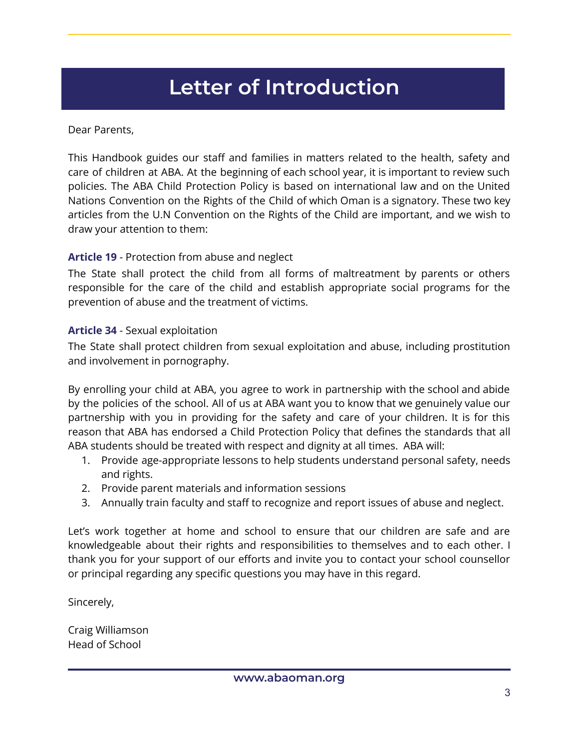# Letter of Introduction

Dear Parents,

This Handbook guides our staff and families in matters related to the health, safety and care of children at ABA. At the beginning of each school year, it is important to review such policies. The ABA Child Protection Policy is based on international law and on the United Nations Convention on the Rights of the Child of which Oman is a signatory. These two key articles from the U.N Convention on the Rights of the Child are important, and we wish to draw your attention to them:

**Article 19** - Protection from abuse and neglect

The State shall protect the child from all forms of maltreatment by parents or others responsible for the care of the child and establish appropriate social programs for the prevention of abuse and the treatment of victims.

**Article 34** - Sexual exploitation

The State shall protect children from sexual exploitation and abuse, including prostitution and involvement in pornography.

By enrolling your child at ABA, you agree to work in partnership with the school and abide by the policies of the school. All of us at ABA want you to know that we genuinely value our partnership with you in providing for the safety and care of your children. It is for this reason that ABA has endorsed a Child Protection Policy that defines the standards that all ABA students should be treated with respect and dignity at all times. ABA will:

1. Provide age-appropriate lessons to help students understand personal safety, needs and rights.
2. Provide parent materials and information sessions
3. Annually train faculty and staff to recognize and report issues of abuse and neglect.

Let's work together at home and school to ensure that our children are safe and are knowledgeable about their rights and responsibilities to themselves and to each other. I thank you for your support of our efforts and invite you to contact your school counsellor or principal regarding any specific questions you may have in this regard.

Sincerely,

Craig Williamson
Head of School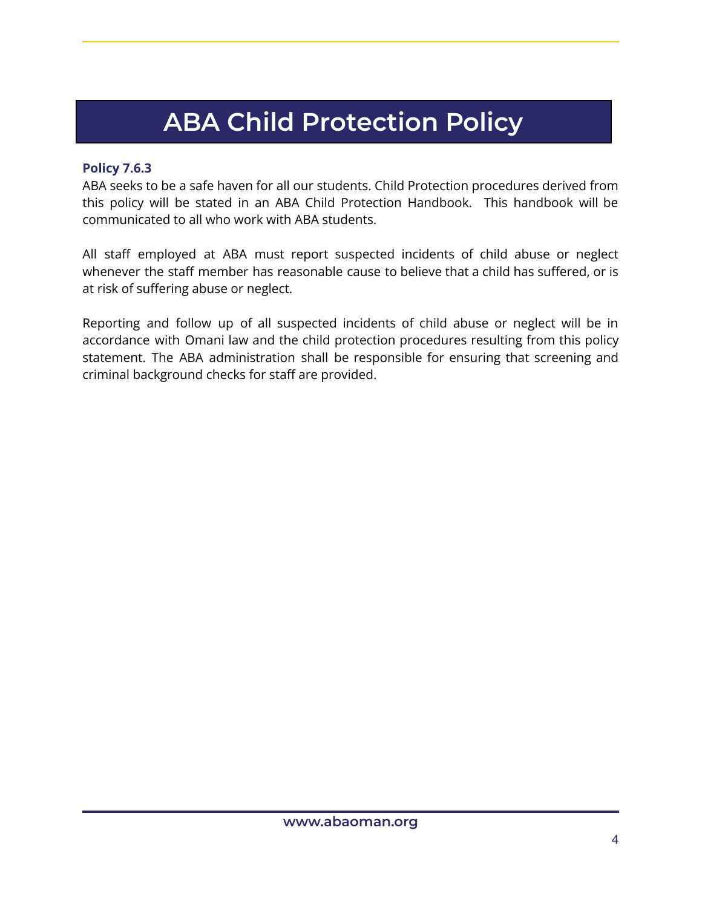# ABA Child Protection Policy

**Policy 7.6.3**

ABA seeks to be a safe haven for all our students. Child Protection procedures derived from this policy will be stated in an ABA Child Protection Handbook. This handbook will be communicated to all who work with ABA students.

All staff employed at ABA must report suspected incidents of child abuse or neglect whenever the staff member has reasonable cause to believe that a child has suffered, or is at risk of suffering abuse or neglect.

Reporting and follow up of all suspected incidents of child abuse or neglect will be in accordance with Omani law and the child protection procedures resulting from this policy statement. The ABA administration shall be responsible for ensuring that screening and criminal background checks for staff are provided.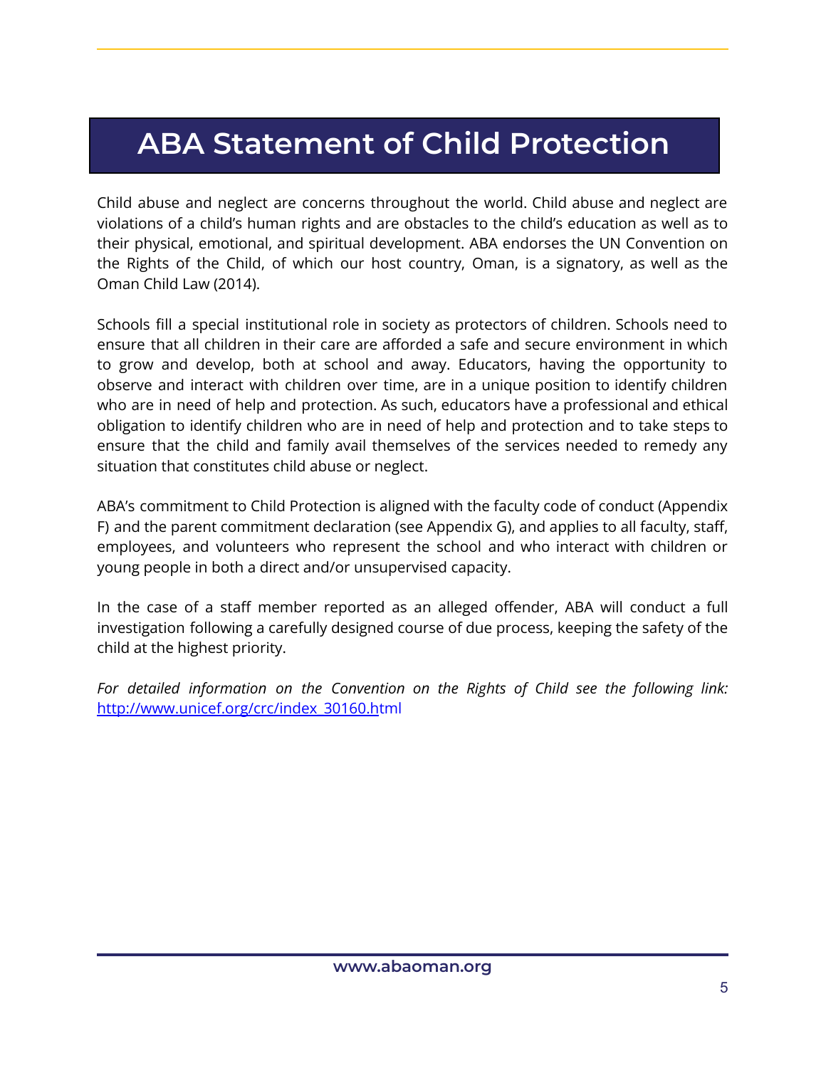# ABA Statement of Child Protection

Child abuse and neglect are concerns throughout the world. Child abuse and neglect are violations of a child's human rights and are obstacles to the child's education as well as to their physical, emotional, and spiritual development. ABA endorses the UN Convention on the Rights of the Child, of which our host country, Oman, is a signatory, as well as the Oman Child Law (2014).

Schools fill a special institutional role in society as protectors of children. Schools need to ensure that all children in their care are afforded a safe and secure environment in which to grow and develop, both at school and away. Educators, having the opportunity to observe and interact with children over time, are in a unique position to identify children who are in need of help and protection. As such, educators have a professional and ethical obligation to identify children who are in need of help and protection and to take steps to ensure that the child and family avail themselves of the services needed to remedy any situation that constitutes child abuse or neglect.

ABA's commitment to Child Protection is aligned with the faculty code of conduct (Appendix F) and the parent commitment declaration (see Appendix G), and applies to all faculty, staff, employees, and volunteers who represent the school and who interact with children or young people in both a direct and/or unsupervised capacity.

In the case of a staff member reported as an alleged offender, ABA will conduct a full investigation following a carefully designed course of due process, keeping the safety of the child at the highest priority.

*For detailed information on the Convention on the Rights of Child see the following link:* [http://www.unicef.org/crc/index_30160.html](http://www.unicef.org/crc/index_30160.html)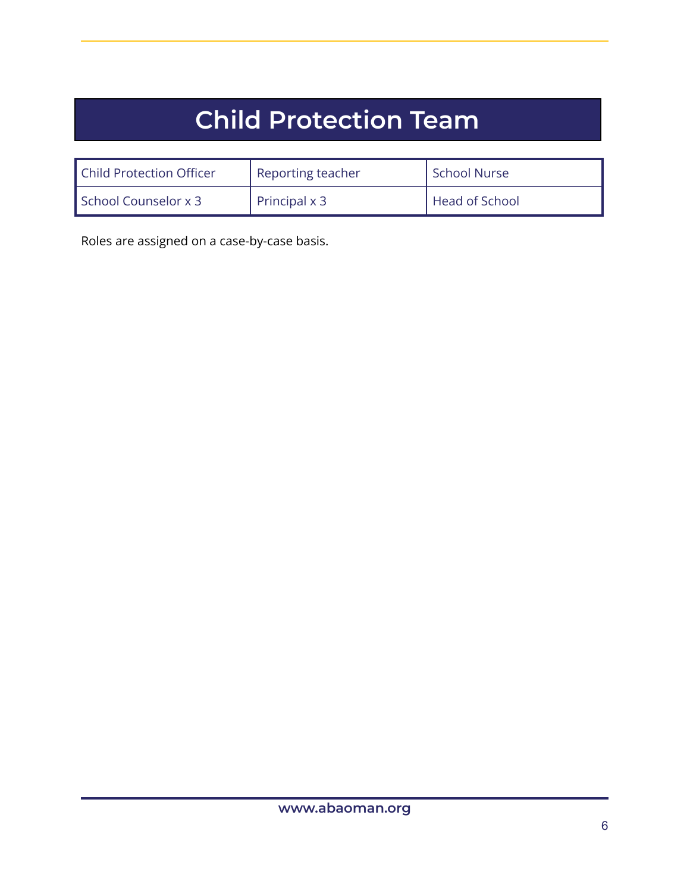# Child Protection Team

| Child Protection Officer | Reporting teacher | School Nurse |
|---|---|---|
| School Counselor x 3 | Principal x 3 | Head of School |

Roles are assigned on a case-by-case basis.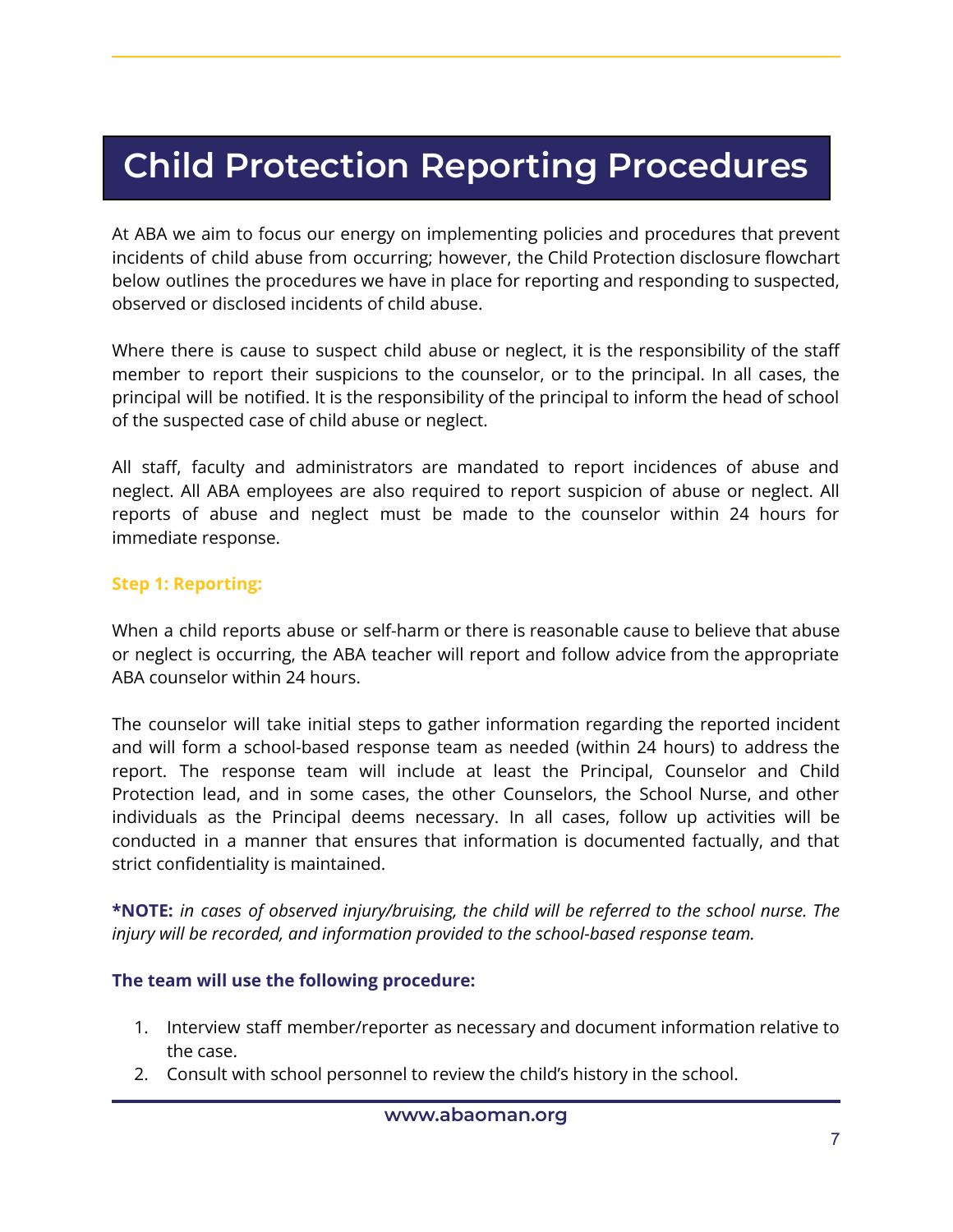# Child Protection Reporting Procedures

At ABA we aim to focus our energy on implementing policies and procedures that prevent incidents of child abuse from occurring; however, the Child Protection disclosure flowchart below outlines the procedures we have in place for reporting and responding to suspected, observed or disclosed incidents of child abuse.

Where there is cause to suspect child abuse or neglect, it is the responsibility of the staff member to report their suspicions to the counselor, or to the principal. In all cases, the principal will be notified. It is the responsibility of the principal to inform the head of school of the suspected case of child abuse or neglect.

All staff, faculty and administrators are mandated to report incidences of abuse and neglect. All ABA employees are also required to report suspicion of abuse or neglect. All reports of abuse and neglect must be made to the counselor within 24 hours for immediate response.

### Step 1: Reporting:

When a child reports abuse or self-harm or there is reasonable cause to believe that abuse or neglect is occurring, the ABA teacher will report and follow advice from the appropriate ABA counselor within 24 hours.

The counselor will take initial steps to gather information regarding the reported incident and will form a school-based response team as needed (within 24 hours) to address the report. The response team will include at least the Principal, Counselor and Child Protection lead, and in some cases, the other Counselors, the School Nurse, and other individuals as the Principal deems necessary. In all cases, follow up activities will be conducted in a manner that ensures that information is documented factually, and that strict confidentiality is maintained.

**\*NOTE:** *in cases of observed injury/bruising, the child will be referred to the school nurse. The injury will be recorded, and information provided to the school-based response team.*

**The team will use the following procedure:**

1. Interview staff member/reporter as necessary and document information relative to the case.
2. Consult with school personnel to review the child's history in the school.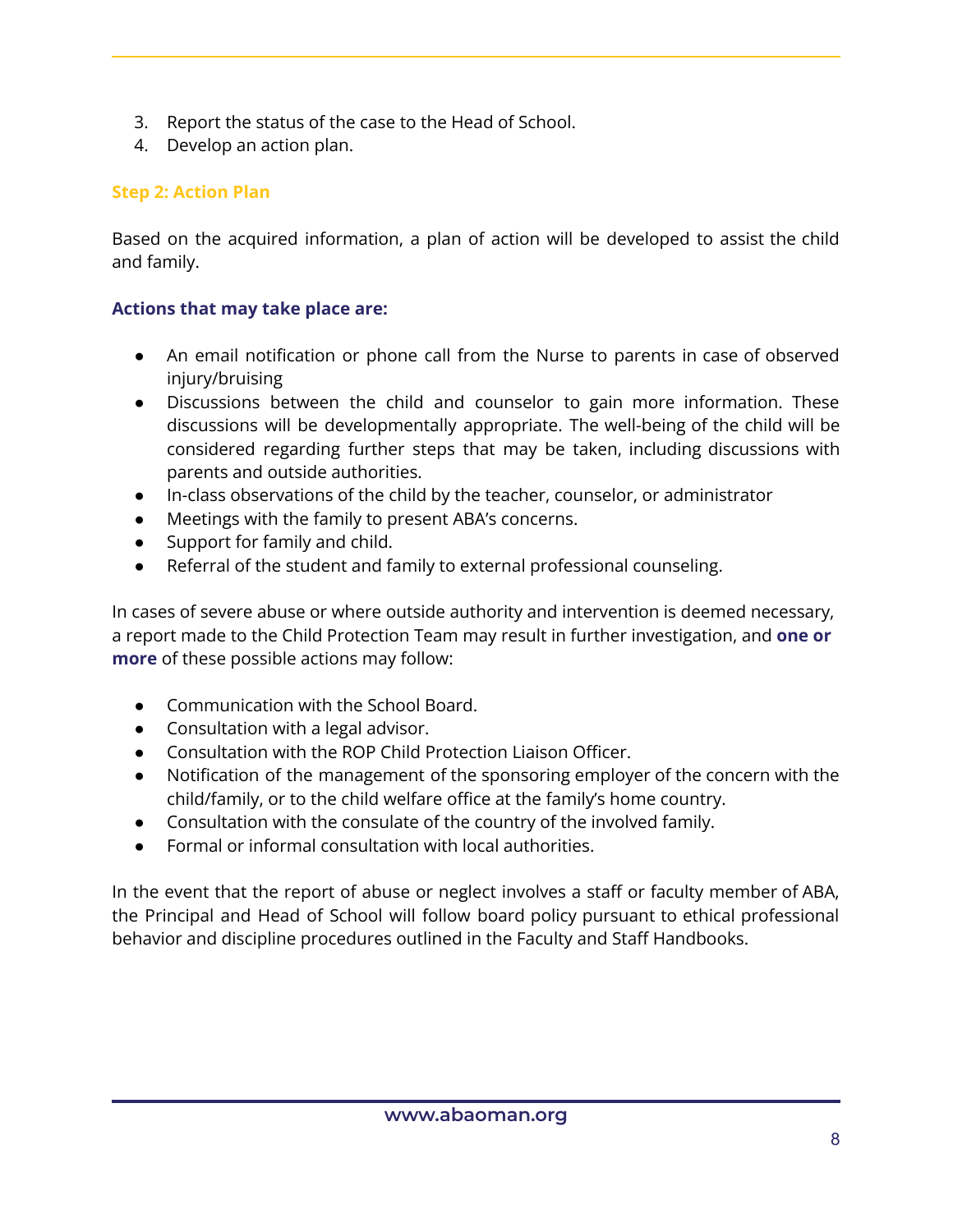3. Report the status of the case to the Head of School.
4. Develop an action plan.

### Step 2: Action Plan

Based on the acquired information, a plan of action will be developed to assist the child and family.

**Actions that may take place are:**

- An email notification or phone call from the Nurse to parents in case of observed injury/bruising
- Discussions between the child and counselor to gain more information. These discussions will be developmentally appropriate. The well-being of the child will be considered regarding further steps that may be taken, including discussions with parents and outside authorities.
- In-class observations of the child by the teacher, counselor, or administrator
- Meetings with the family to present ABA's concerns.
- Support for family and child.
- Referral of the student and family to external professional counseling.

In cases of severe abuse or where outside authority and intervention is deemed necessary, a report made to the Child Protection Team may result in further investigation, and **one or more** of these possible actions may follow:

- Communication with the School Board.
- Consultation with a legal advisor.
- Consultation with the ROP Child Protection Liaison Officer.
- Notification of the management of the sponsoring employer of the concern with the child/family, or to the child welfare office at the family's home country.
- Consultation with the consulate of the country of the involved family.
- Formal or informal consultation with local authorities.

In the event that the report of abuse or neglect involves a staff or faculty member of ABA, the Principal and Head of School will follow board policy pursuant to ethical professional behavior and discipline procedures outlined in the Faculty and Staff Handbooks.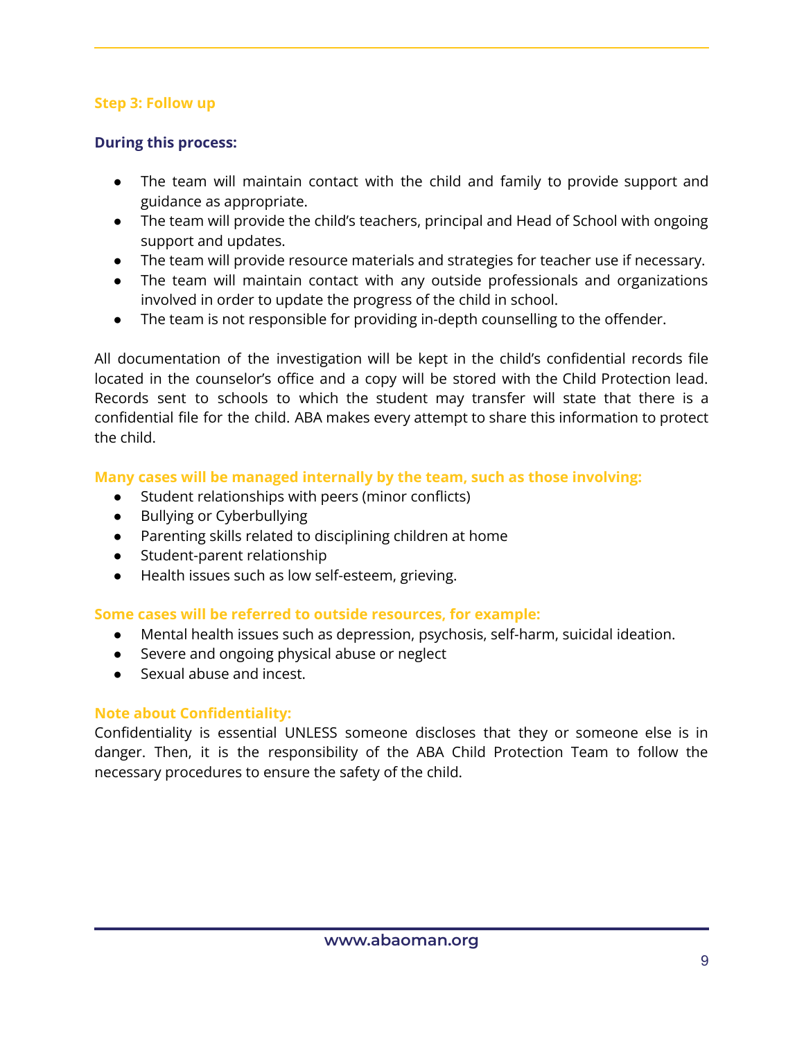### Step 3: Follow up

**During this process:**

- The team will maintain contact with the child and family to provide support and guidance as appropriate.
- The team will provide the child's teachers, principal and Head of School with ongoing support and updates.
- The team will provide resource materials and strategies for teacher use if necessary.
- The team will maintain contact with any outside professionals and organizations involved in order to update the progress of the child in school.
- The team is not responsible for providing in-depth counselling to the offender.

All documentation of the investigation will be kept in the child's confidential records file located in the counselor's office and a copy will be stored with the Child Protection lead. Records sent to schools to which the student may transfer will state that there is a confidential file for the child. ABA makes every attempt to share this information to protect the child.

**Many cases will be managed internally by the team, such as those involving:**

- Student relationships with peers (minor conflicts)
- Bullying or Cyberbullying
- Parenting skills related to disciplining children at home
- Student-parent relationship
- Health issues such as low self-esteem, grieving.

**Some cases will be referred to outside resources, for example:**

- Mental health issues such as depression, psychosis, self-harm, suicidal ideation.
- Severe and ongoing physical abuse or neglect
- Sexual abuse and incest.

**Note about Confidentiality:**

Confidentiality is essential UNLESS someone discloses that they or someone else is in danger. Then, it is the responsibility of the ABA Child Protection Team to follow the necessary procedures to ensure the safety of the child.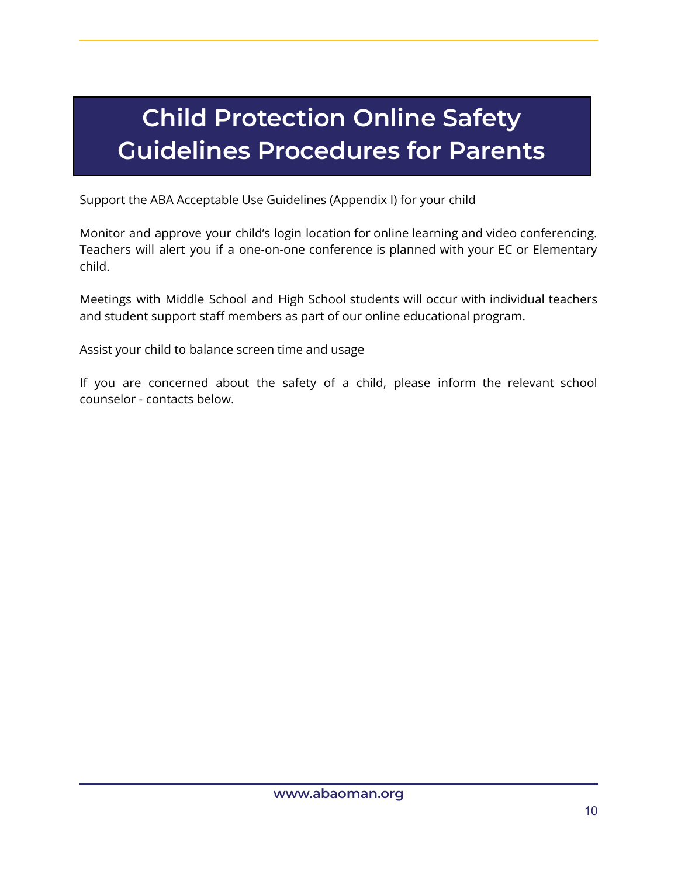# Child Protection Online Safety Guidelines Procedures for Parents

Support the ABA Acceptable Use Guidelines (Appendix I) for your child

Monitor and approve your child's login location for online learning and video conferencing. Teachers will alert you if a one-on-one conference is planned with your EC or Elementary child.

Meetings with Middle School and High School students will occur with individual teachers and student support staff members as part of our online educational program.

Assist your child to balance screen time and usage

If you are concerned about the safety of a child, please inform the relevant school counselor - contacts below.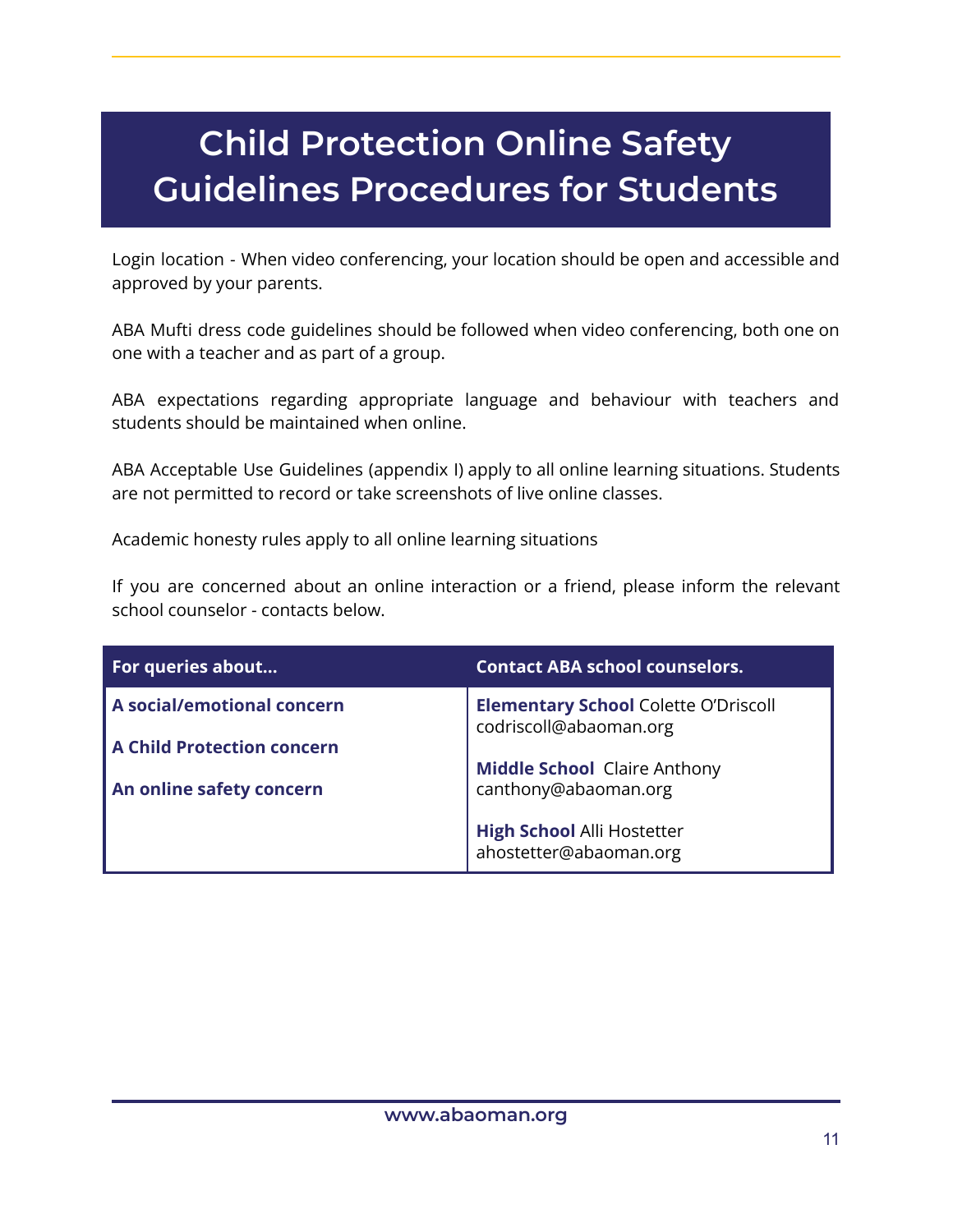# Child Protection Online Safety Guidelines Procedures for Students

Login location - When video conferencing, your location should be open and accessible and approved by your parents.

ABA Mufti dress code guidelines should be followed when video conferencing, both one on one with a teacher and as part of a group.

ABA expectations regarding appropriate language and behaviour with teachers and students should be maintained when online.

ABA Acceptable Use Guidelines (appendix I) apply to all online learning situations. Students are not permitted to record or take screenshots of live online classes.

Academic honesty rules apply to all online learning situations

If you are concerned about an online interaction or a friend, please inform the relevant school counselor - contacts below.

| For queries about... | Contact ABA school counselors. |
|---|---|
| **A social/emotional concern**<br><br>**A Child Protection concern**<br><br>**An online safety concern** | **Elementary School** Colette O'Driscoll codriscoll@abaoman.org<br><br>**Middle School** Claire Anthony canthony@abaoman.org<br><br>**High School** Alli Hostetter ahostetter@abaoman.org |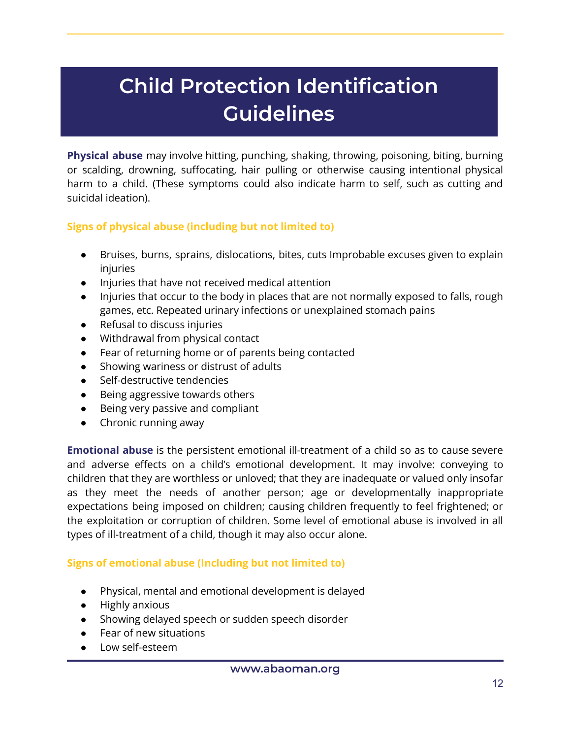# Child Protection Identification Guidelines

**Physical abuse** may involve hitting, punching, shaking, throwing, poisoning, biting, burning or scalding, drowning, suffocating, hair pulling or otherwise causing intentional physical harm to a child. (These symptoms could also indicate harm to self, such as cutting and suicidal ideation).

**Signs of physical abuse (including but not limited to)**

- Bruises, burns, sprains, dislocations, bites, cuts Improbable excuses given to explain injuries
- Injuries that have not received medical attention
- Injuries that occur to the body in places that are not normally exposed to falls, rough games, etc. Repeated urinary infections or unexplained stomach pains
- Refusal to discuss injuries
- Withdrawal from physical contact
- Fear of returning home or of parents being contacted
- Showing wariness or distrust of adults
- Self-destructive tendencies
- Being aggressive towards others
- Being very passive and compliant
- Chronic running away

**Emotional abuse** is the persistent emotional ill-treatment of a child so as to cause severe and adverse effects on a child's emotional development. It may involve: conveying to children that they are worthless or unloved; that they are inadequate or valued only insofar as they meet the needs of another person; age or developmentally inappropriate expectations being imposed on children; causing children frequently to feel frightened; or the exploitation or corruption of children. Some level of emotional abuse is involved in all types of ill-treatment of a child, though it may also occur alone.

**Signs of emotional abuse (Including but not limited to)**

- Physical, mental and emotional development is delayed
- Highly anxious
- Showing delayed speech or sudden speech disorder
- Fear of new situations
- Low self-esteem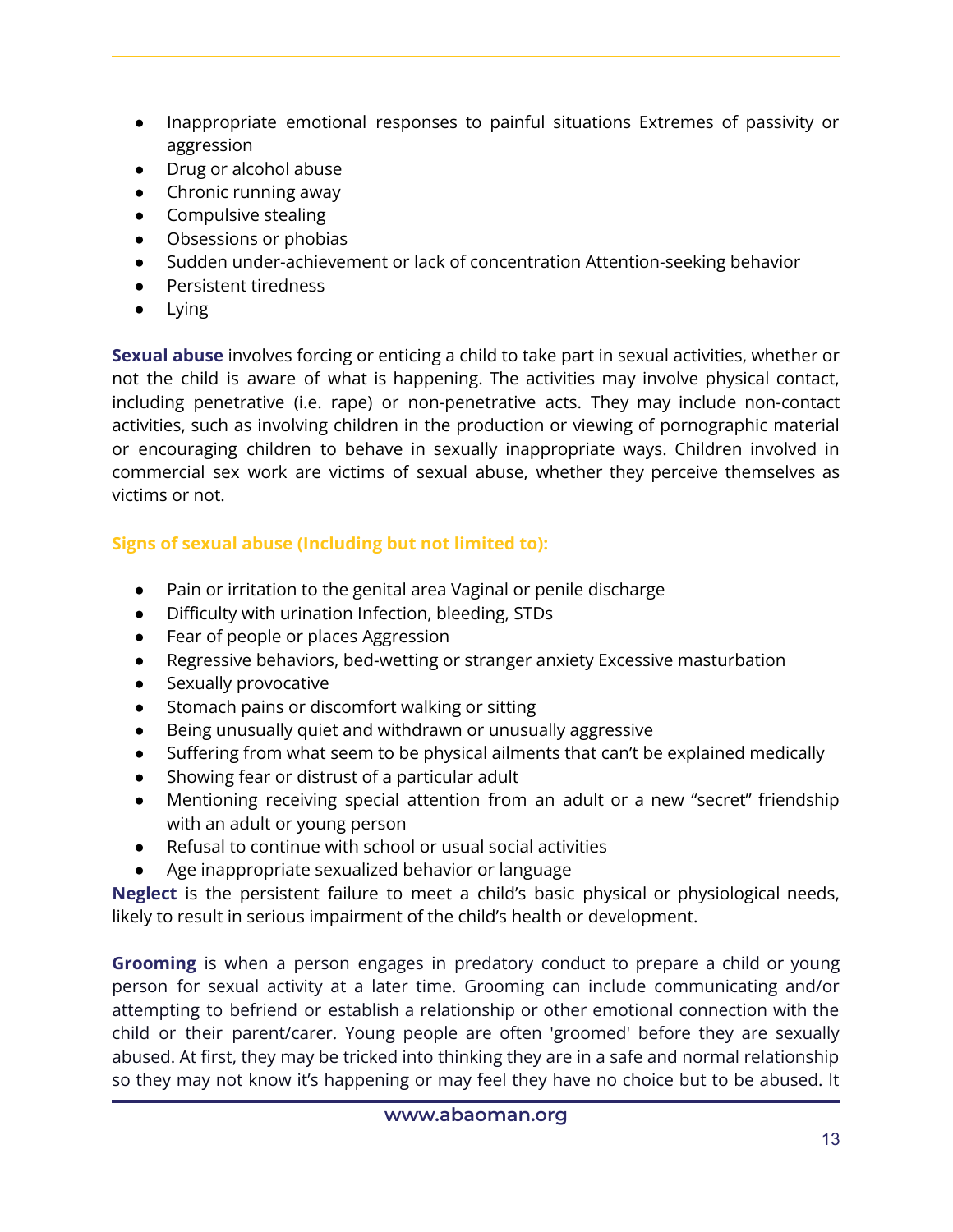- Inappropriate emotional responses to painful situations Extremes of passivity or aggression
- Drug or alcohol abuse
- Chronic running away
- Compulsive stealing
- Obsessions or phobias
- Sudden under-achievement or lack of concentration Attention-seeking behavior
- Persistent tiredness
- Lying

**Sexual abuse** involves forcing or enticing a child to take part in sexual activities, whether or not the child is aware of what is happening. The activities may involve physical contact, including penetrative (i.e. rape) or non-penetrative acts. They may include non-contact activities, such as involving children in the production or viewing of pornographic material or encouraging children to behave in sexually inappropriate ways. Children involved in commercial sex work are victims of sexual abuse, whether they perceive themselves as victims or not.

**Signs of sexual abuse (Including but not limited to):**

- Pain or irritation to the genital area Vaginal or penile discharge
- Difficulty with urination Infection, bleeding, STDs
- Fear of people or places Aggression
- Regressive behaviors, bed-wetting or stranger anxiety Excessive masturbation
- Sexually provocative
- Stomach pains or discomfort walking or sitting
- Being unusually quiet and withdrawn or unusually aggressive
- Suffering from what seem to be physical ailments that can't be explained medically
- Showing fear or distrust of a particular adult
- Mentioning receiving special attention from an adult or a new "secret" friendship with an adult or young person
- Refusal to continue with school or usual social activities
- Age inappropriate sexualized behavior or language

**Neglect** is the persistent failure to meet a child's basic physical or physiological needs, likely to result in serious impairment of the child's health or development.

**Grooming** is when a person engages in predatory conduct to prepare a child or young person for sexual activity at a later time. Grooming can include communicating and/or attempting to befriend or establish a relationship or other emotional connection with the child or their parent/carer. Young people are often 'groomed' before they are sexually abused. At first, they may be tricked into thinking they are in a safe and normal relationship so they may not know it's happening or may feel they have no choice but to be abused. It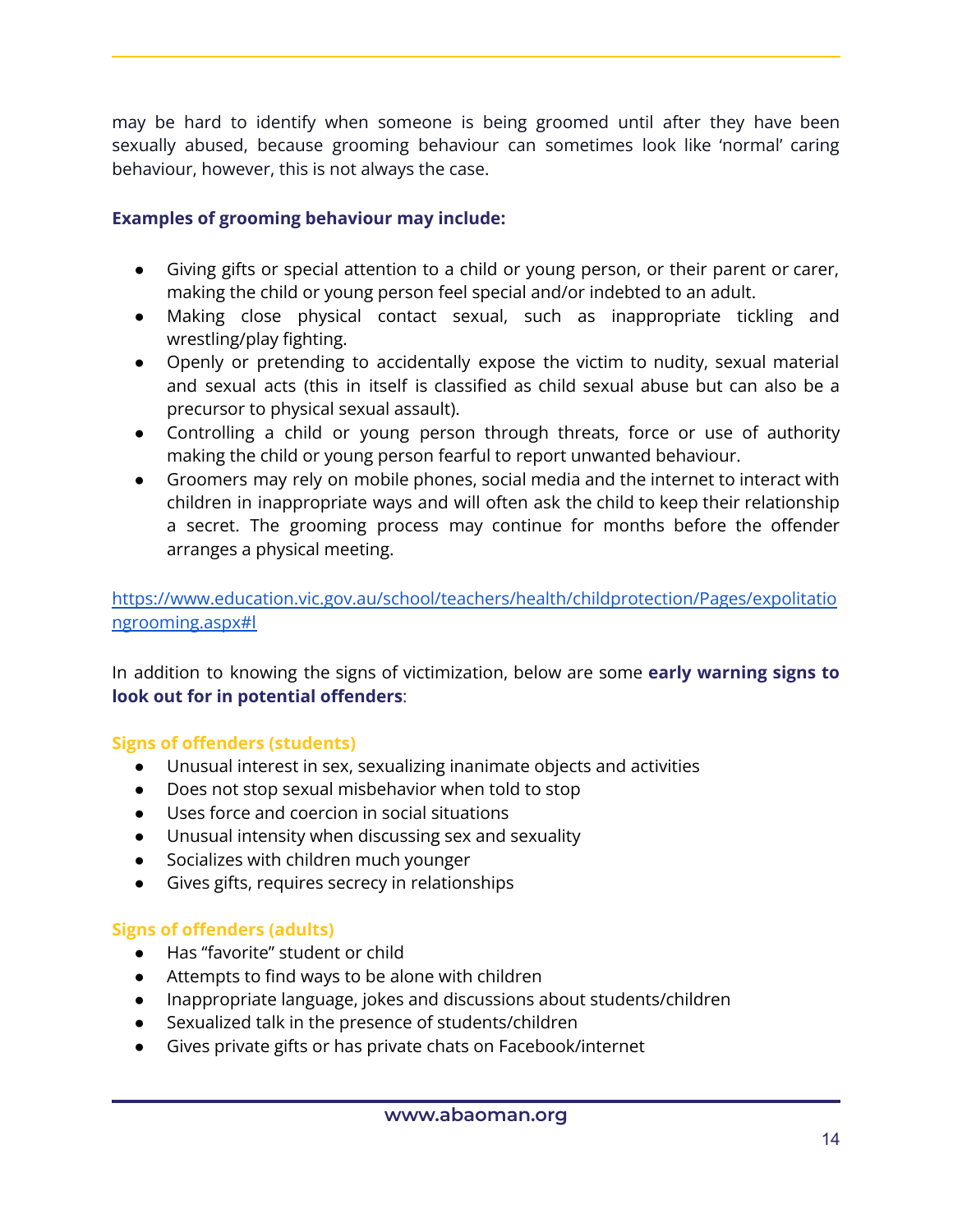may be hard to identify when someone is being groomed until after they have been sexually abused, because grooming behaviour can sometimes look like 'normal' caring behaviour, however, this is not always the case.

**Examples of grooming behaviour may include:**

- Giving gifts or special attention to a child or young person, or their parent or carer, making the child or young person feel special and/or indebted to an adult.
- Making close physical contact sexual, such as inappropriate tickling and wrestling/play fighting.
- Openly or pretending to accidentally expose the victim to nudity, sexual material and sexual acts (this in itself is classified as child sexual abuse but can also be a precursor to physical sexual assault).
- Controlling a child or young person through threats, force or use of authority making the child or young person fearful to report unwanted behaviour.
- Groomers may rely on mobile phones, social media and the internet to interact with children in inappropriate ways and will often ask the child to keep their relationship a secret. The grooming process may continue for months before the offender arranges a physical meeting.

https://www.education.vic.gov.au/school/teachers/health/childprotection/Pages/expolitationgrooming.aspx#l

In addition to knowing the signs of victimization, below are some **early warning signs to look out for in potential offenders**:

**Signs of offenders (students)**

- Unusual interest in sex, sexualizing inanimate objects and activities
- Does not stop sexual misbehavior when told to stop
- Uses force and coercion in social situations
- Unusual intensity when discussing sex and sexuality
- Socializes with children much younger
- Gives gifts, requires secrecy in relationships

**Signs of offenders (adults)**

- Has "favorite" student or child
- Attempts to find ways to be alone with children
- Inappropriate language, jokes and discussions about students/children
- Sexualized talk in the presence of students/children
- Gives private gifts or has private chats on Facebook/internet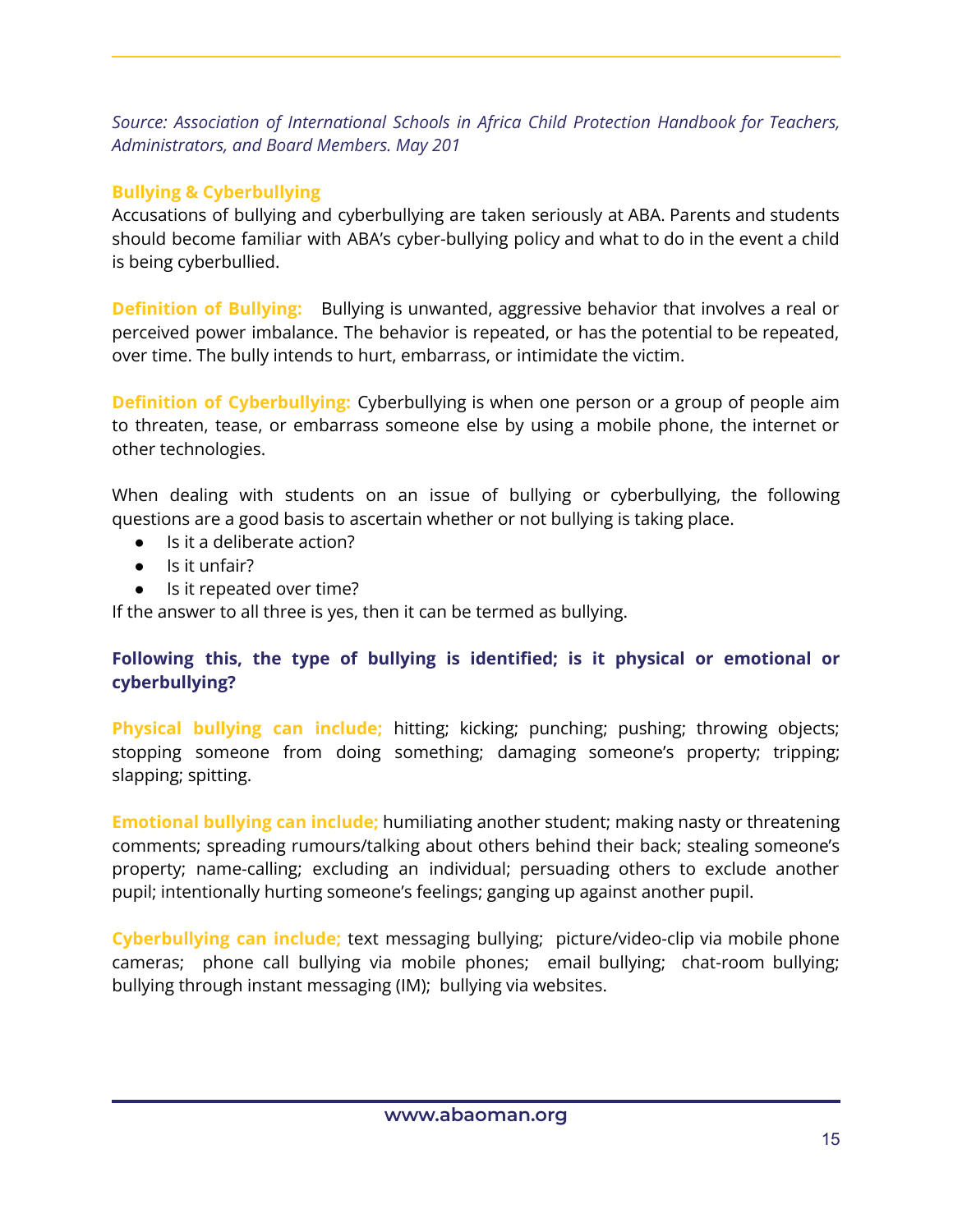*Source: Association of International Schools in Africa Child Protection Handbook for Teachers, Administrators, and Board Members. May 201*

## Bullying & Cyberbullying

Accusations of bullying and cyberbullying are taken seriously at ABA. Parents and students should become familiar with ABA's cyber-bullying policy and what to do in the event a child is being cyberbullied.

**Definition of Bullying:** Bullying is unwanted, aggressive behavior that involves a real or perceived power imbalance. The behavior is repeated, or has the potential to be repeated, over time. The bully intends to hurt, embarrass, or intimidate the victim.

**Definition of Cyberbullying:** Cyberbullying is when one person or a group of people aim to threaten, tease, or embarrass someone else by using a mobile phone, the internet or other technologies.

When dealing with students on an issue of bullying or cyberbullying, the following questions are a good basis to ascertain whether or not bullying is taking place.

- Is it a deliberate action?
- Is it unfair?
- Is it repeated over time?

If the answer to all three is yes, then it can be termed as bullying.

**Following this, the type of bullying is identified; is it physical or emotional or cyberbullying?**

**Physical bullying can include;** hitting; kicking; punching; pushing; throwing objects; stopping someone from doing something; damaging someone's property; tripping; slapping; spitting.

**Emotional bullying can include;** humiliating another student; making nasty or threatening comments; spreading rumours/talking about others behind their back; stealing someone's property; name-calling; excluding an individual; persuading others to exclude another pupil; intentionally hurting someone's feelings; ganging up against another pupil.

**Cyberbullying can include;** text messaging bullying; picture/video-clip via mobile phone cameras; phone call bullying via mobile phones; email bullying; chat-room bullying; bullying through instant messaging (IM); bullying via websites.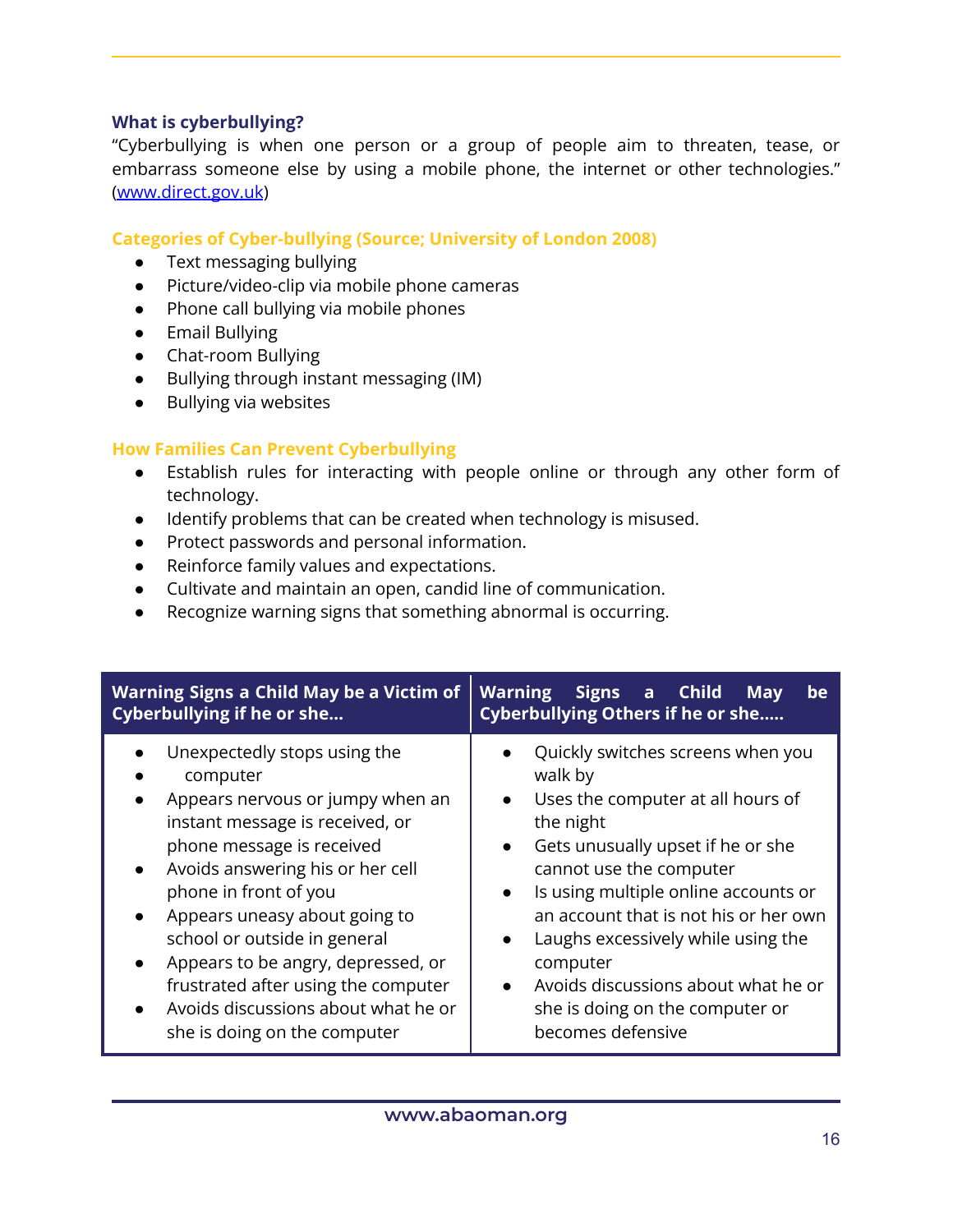### What is cyberbullying?

"Cyberbullying is when one person or a group of people aim to threaten, tease, or embarrass someone else by using a mobile phone, the internet or other technologies." (www.direct.gov.uk)

#### Categories of Cyber-bullying (Source; University of London 2008)

- Text messaging bullying
- Picture/video-clip via mobile phone cameras
- Phone call bullying via mobile phones
- Email Bullying
- Chat-room Bullying
- Bullying through instant messaging (IM)
- Bullying via websites

#### How Families Can Prevent Cyberbullying

- Establish rules for interacting with people online or through any other form of technology.
- Identify problems that can be created when technology is misused.
- Protect passwords and personal information.
- Reinforce family values and expectations.
- Cultivate and maintain an open, candid line of communication.
- Recognize warning signs that something abnormal is occurring.

| Warning Signs a Child May be a Victim of Cyberbullying if he or she... | Warning Signs a Child May be Cyberbullying Others if he or she..... |
|---|---|
| • Unexpectedly stops using the computer<br>• Appears nervous or jumpy when an instant message is received, or phone message is received<br>• Avoids answering his or her cell phone in front of you<br>• Appears uneasy about going to school or outside in general<br>• Appears to be angry, depressed, or frustrated after using the computer<br>• Avoids discussions about what he or she is doing on the computer | • Quickly switches screens when you walk by<br>• Uses the computer at all hours of the night<br>• Gets unusually upset if he or she cannot use the computer<br>• Is using multiple online accounts or an account that is not his or her own<br>• Laughs excessively while using the computer<br>• Avoids discussions about what he or she is doing on the computer or becomes defensive |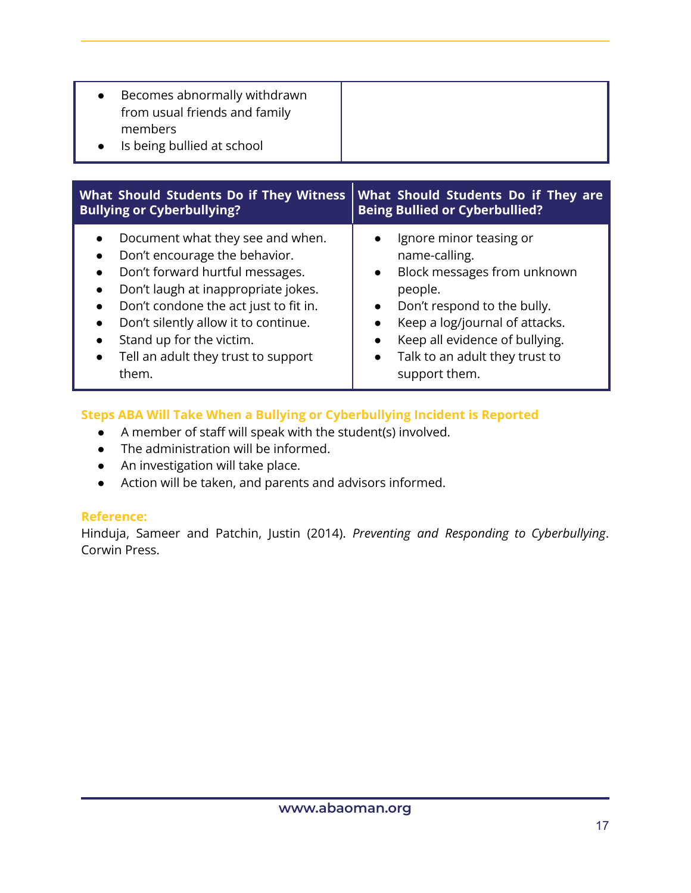| | |
|---|---|
| • Becomes abnormally withdrawn from usual friends and family members<br>• Is being bullied at school | |

| What Should Students Do if They Witness Bullying or Cyberbullying? | What Should Students Do if They are Being Bullied or Cyberbullied? |
|---|---|
| • Document what they see and when.<br>• Don't encourage the behavior.<br>• Don't forward hurtful messages.<br>• Don't laugh at inappropriate jokes.<br>• Don't condone the act just to fit in.<br>• Don't silently allow it to continue.<br>• Stand up for the victim.<br>• Tell an adult they trust to support them. | • Ignore minor teasing or name-calling.<br>• Block messages from unknown people.<br>• Don't respond to the bully.<br>• Keep a log/journal of attacks.<br>• Keep all evidence of bullying.<br>• Talk to an adult they trust to support them. |

### Steps ABA Will Take When a Bullying or Cyberbullying Incident is Reported

- A member of staff will speak with the student(s) involved.
- The administration will be informed.
- An investigation will take place.
- Action will be taken, and parents and advisors informed.

### Reference:

Hinduja, Sameer and Patchin, Justin (2014). *Preventing and Responding to Cyberbullying*. Corwin Press.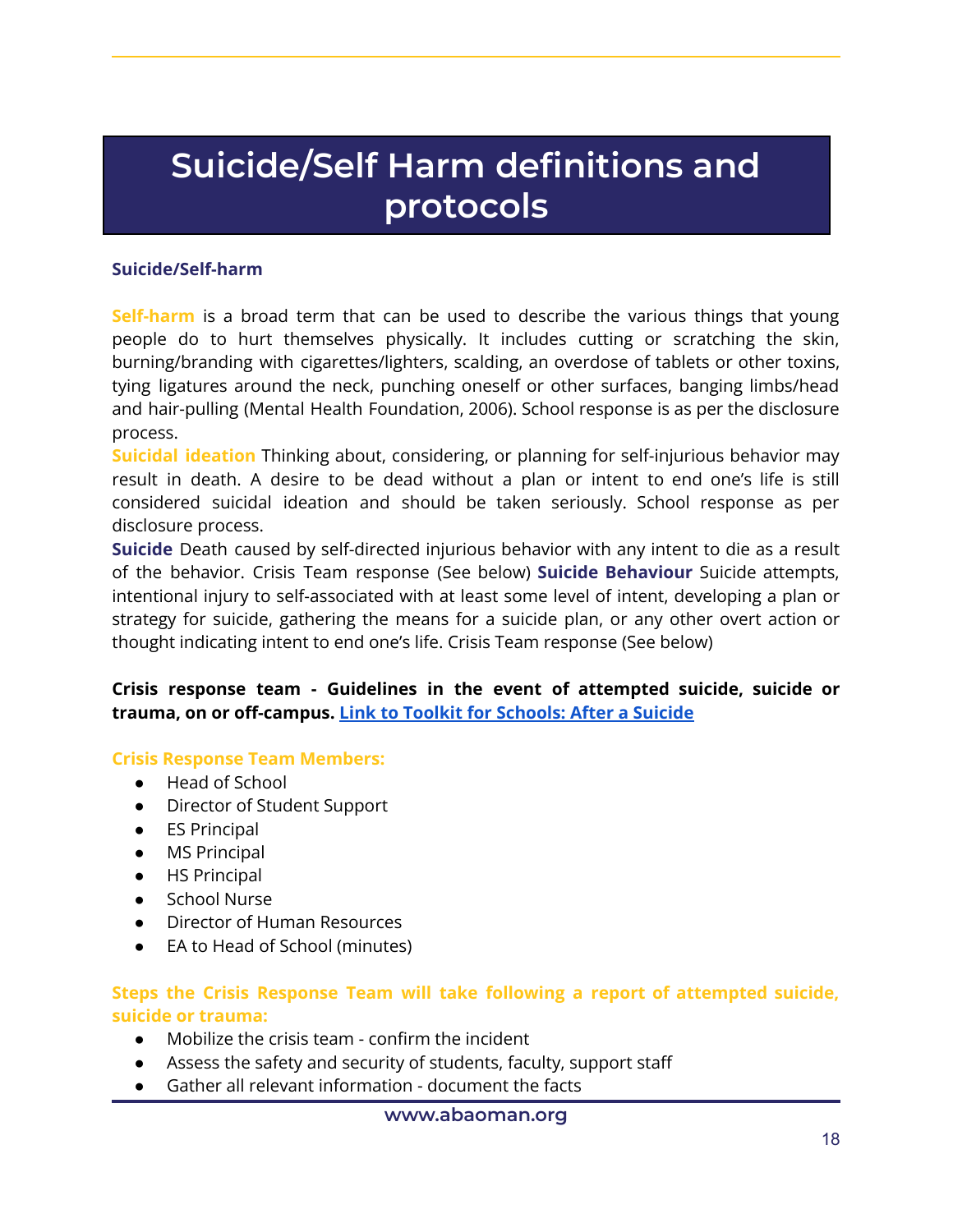# Suicide/Self Harm definitions and protocols

**Suicide/Self-harm**

**Self-harm** is a broad term that can be used to describe the various things that young people do to hurt themselves physically. It includes cutting or scratching the skin, burning/branding with cigarettes/lighters, scalding, an overdose of tablets or other toxins, tying ligatures around the neck, punching oneself or other surfaces, banging limbs/head and hair-pulling (Mental Health Foundation, 2006). School response is as per the disclosure process.

**Suicidal ideation** Thinking about, considering, or planning for self-injurious behavior may result in death. A desire to be dead without a plan or intent to end one's life is still considered suicidal ideation and should be taken seriously. School response as per disclosure process.

**Suicide** Death caused by self-directed injurious behavior with any intent to die as a result of the behavior. Crisis Team response (See below) **Suicide Behaviour** Suicide attempts, intentional injury to self-associated with at least some level of intent, developing a plan or strategy for suicide, gathering the means for a suicide plan, or any other overt action or thought indicating intent to end one's life. Crisis Team response (See below)

**Crisis response team - Guidelines in the event of attempted suicide, suicide or trauma, on or off-campus. Link to Toolkit for Schools: After a Suicide**

**Crisis Response Team Members:**

- Head of School
- Director of Student Support
- ES Principal
- MS Principal
- HS Principal
- School Nurse
- Director of Human Resources
- EA to Head of School (minutes)

**Steps the Crisis Response Team will take following a report of attempted suicide, suicide or trauma:**

- Mobilize the crisis team - confirm the incident
- Assess the safety and security of students, faculty, support staff
- Gather all relevant information - document the facts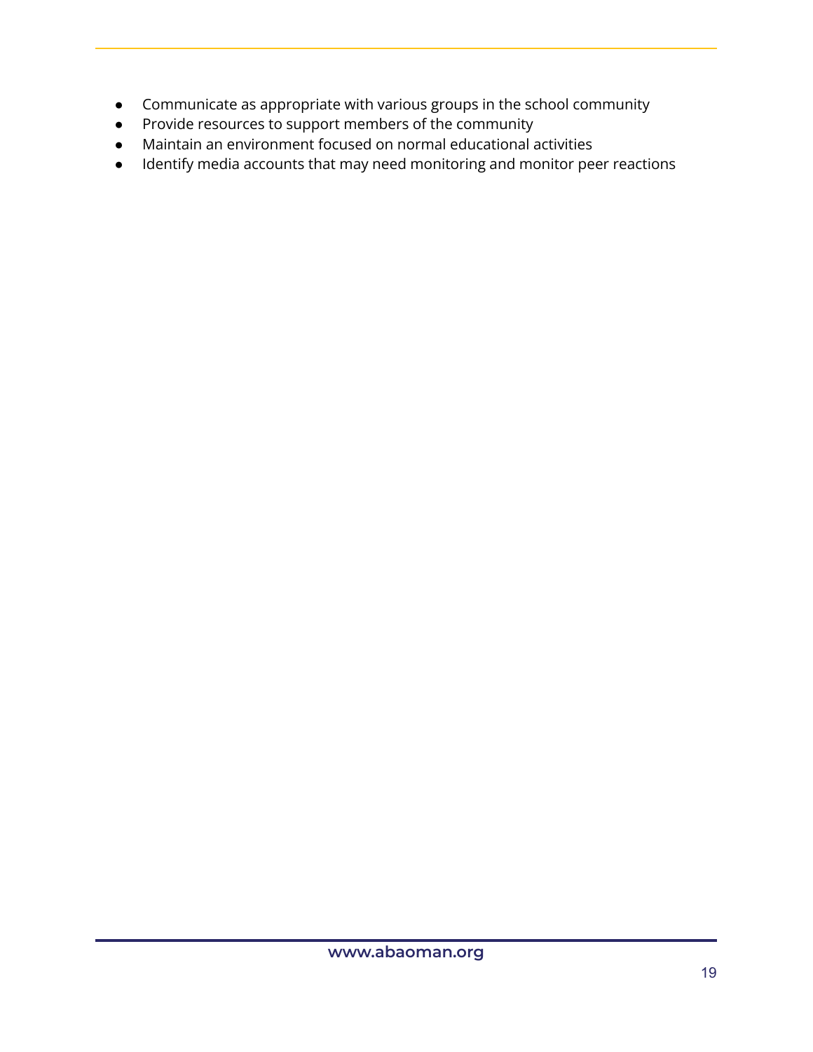- Communicate as appropriate with various groups in the school community
- Provide resources to support members of the community
- Maintain an environment focused on normal educational activities
- Identify media accounts that may need monitoring and monitor peer reactions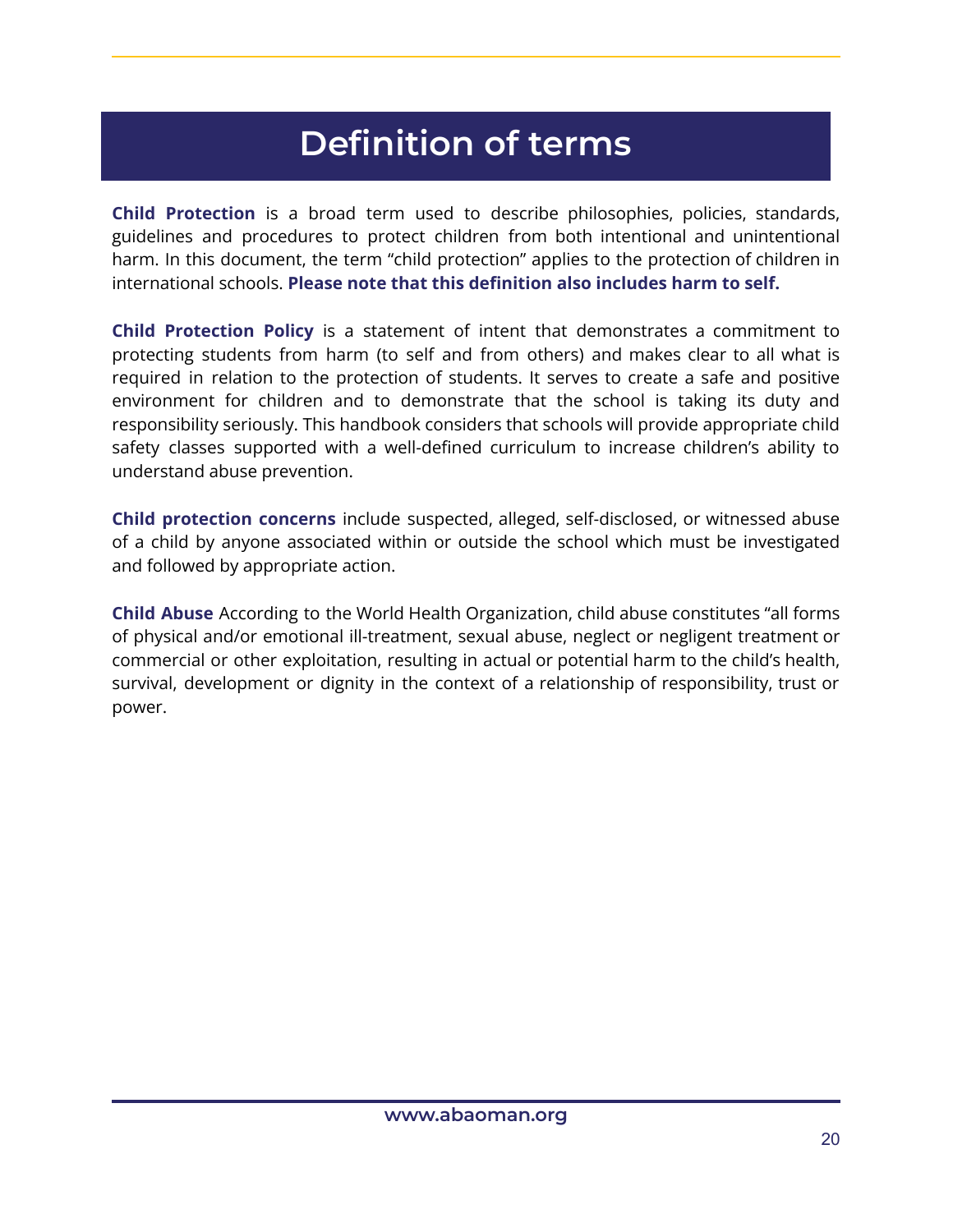# Definition of terms

**Child Protection** is a broad term used to describe philosophies, policies, standards, guidelines and procedures to protect children from both intentional and unintentional harm. In this document, the term "child protection" applies to the protection of children in international schools. **Please note that this definition also includes harm to self.**

**Child Protection Policy** is a statement of intent that demonstrates a commitment to protecting students from harm (to self and from others) and makes clear to all what is required in relation to the protection of students. It serves to create a safe and positive environment for children and to demonstrate that the school is taking its duty and responsibility seriously. This handbook considers that schools will provide appropriate child safety classes supported with a well-defined curriculum to increase children's ability to understand abuse prevention.

**Child protection concerns** include suspected, alleged, self-disclosed, or witnessed abuse of a child by anyone associated within or outside the school which must be investigated and followed by appropriate action.

**Child Abuse** According to the World Health Organization, child abuse constitutes "all forms of physical and/or emotional ill-treatment, sexual abuse, neglect or negligent treatment or commercial or other exploitation, resulting in actual or potential harm to the child's health, survival, development or dignity in the context of a relationship of responsibility, trust or power.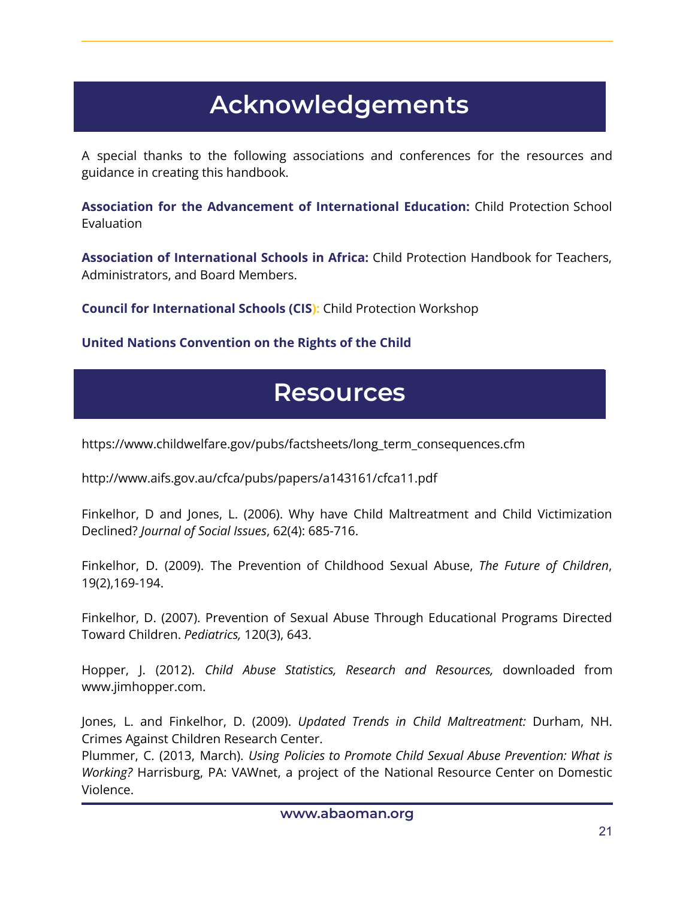# Acknowledgements

A special thanks to the following associations and conferences for the resources and guidance in creating this handbook.

**Association for the Advancement of International Education:** Child Protection School Evaluation

**Association of International Schools in Africa:** Child Protection Handbook for Teachers, Administrators, and Board Members.

**Council for International Schools (CIS):** Child Protection Workshop

**United Nations Convention on the Rights of the Child**

# Resources

https://www.childwelfare.gov/pubs/factsheets/long_term_consequences.cfm

http://www.aifs.gov.au/cfca/pubs/papers/a143161/cfca11.pdf

Finkelhor, D and Jones, L. (2006). Why have Child Maltreatment and Child Victimization Declined? *Journal of Social Issues*, 62(4): 685-716.

Finkelhor, D. (2009). The Prevention of Childhood Sexual Abuse, *The Future of Children*, 19(2),169-194.

Finkelhor, D. (2007). Prevention of Sexual Abuse Through Educational Programs Directed Toward Children. *Pediatrics,* 120(3), 643.

Hopper, J. (2012). *Child Abuse Statistics, Research and Resources,* downloaded from www.jimhopper.com.

Jones, L. and Finkelhor, D. (2009). *Updated Trends in Child Maltreatment:* Durham, NH. Crimes Against Children Research Center.

Plummer, C. (2013, March). *Using Policies to Promote Child Sexual Abuse Prevention: What is Working?* Harrisburg, PA: VAWnet, a project of the National Resource Center on Domestic Violence.

www.abaoman.org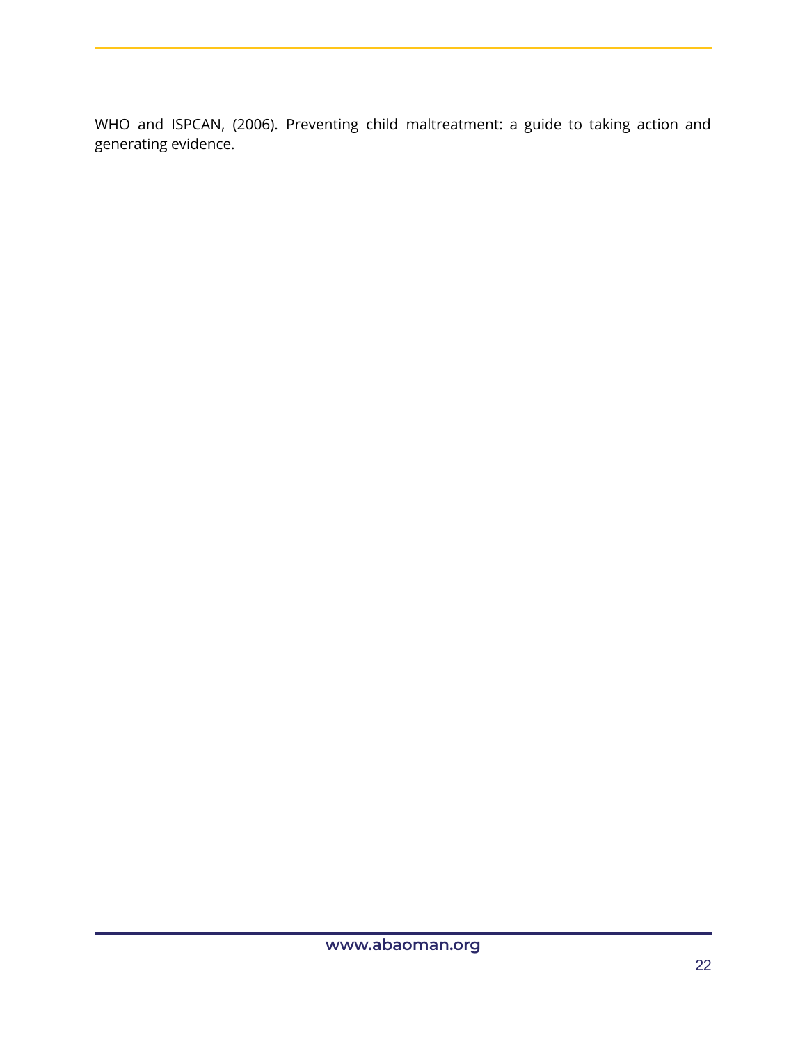WHO and ISPCAN, (2006). Preventing child maltreatment: a guide to taking action and generating evidence.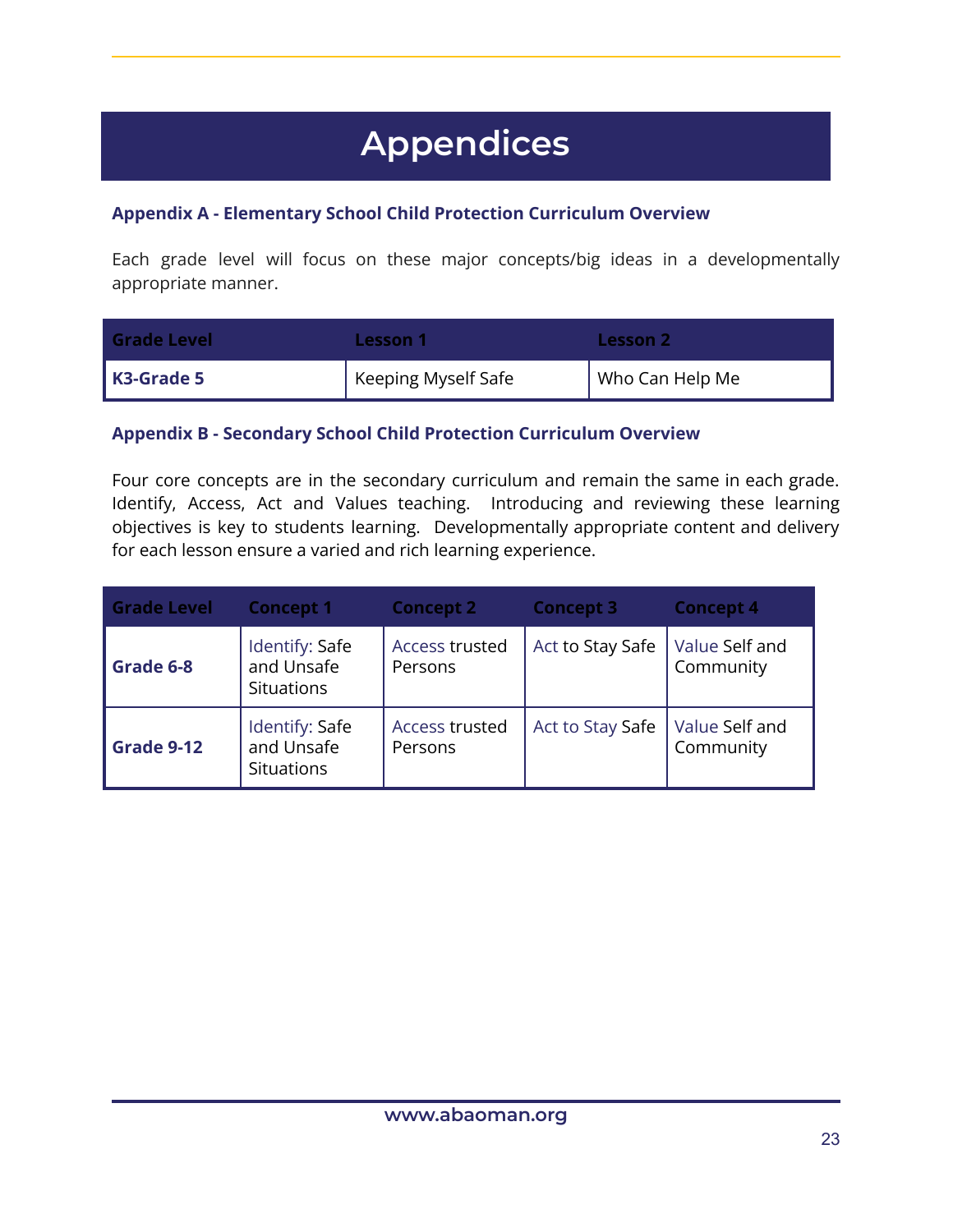# Appendices

### Appendix A - Elementary School Child Protection Curriculum Overview

Each grade level will focus on these major concepts/big ideas in a developmentally appropriate manner.

| Grade Level | Lesson 1 | Lesson 2 |
|---|---|---|
| **K3-Grade 5** | Keeping Myself Safe | Who Can Help Me |

### Appendix B - Secondary School Child Protection Curriculum Overview

Four core concepts are in the secondary curriculum and remain the same in each grade. Identify, Access, Act and Values teaching. Introducing and reviewing these learning objectives is key to students learning. Developmentally appropriate content and delivery for each lesson ensure a varied and rich learning experience.

| Grade Level | Concept 1 | Concept 2 | Concept 3 | Concept 4 |
|---|---|---|---|---|
| **Grade 6-8** | Identify: Safe and Unsafe Situations | Access trusted Persons | Act to Stay Safe | Value Self and Community |
| **Grade 9-12** | Identify: Safe and Unsafe Situations | Access trusted Persons | Act to Stay Safe | Value Self and Community |

www.abaoman.org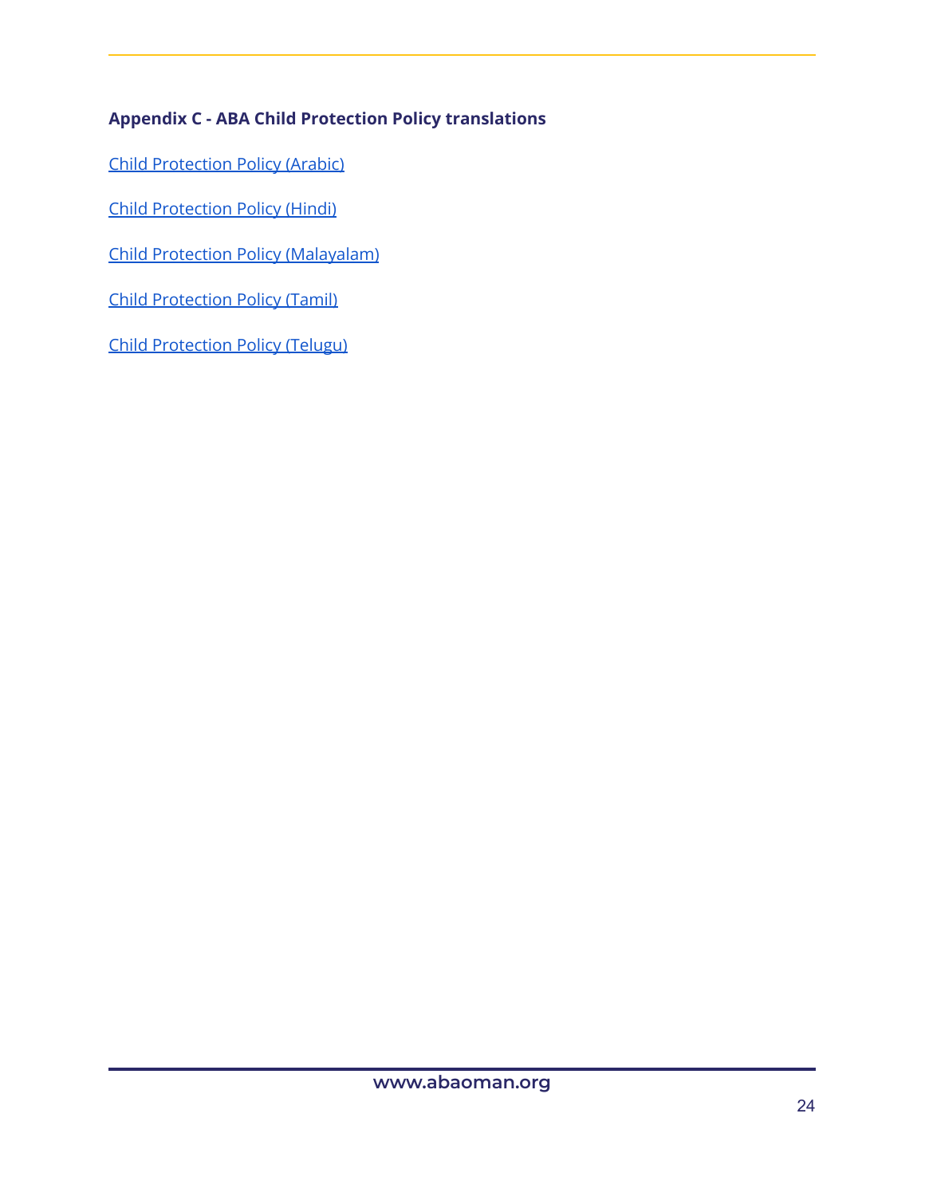### Appendix C - ABA Child Protection Policy translations

Child Protection Policy (Arabic)

Child Protection Policy (Hindi)

Child Protection Policy (Malayalam)

Child Protection Policy (Tamil)

Child Protection Policy (Telugu)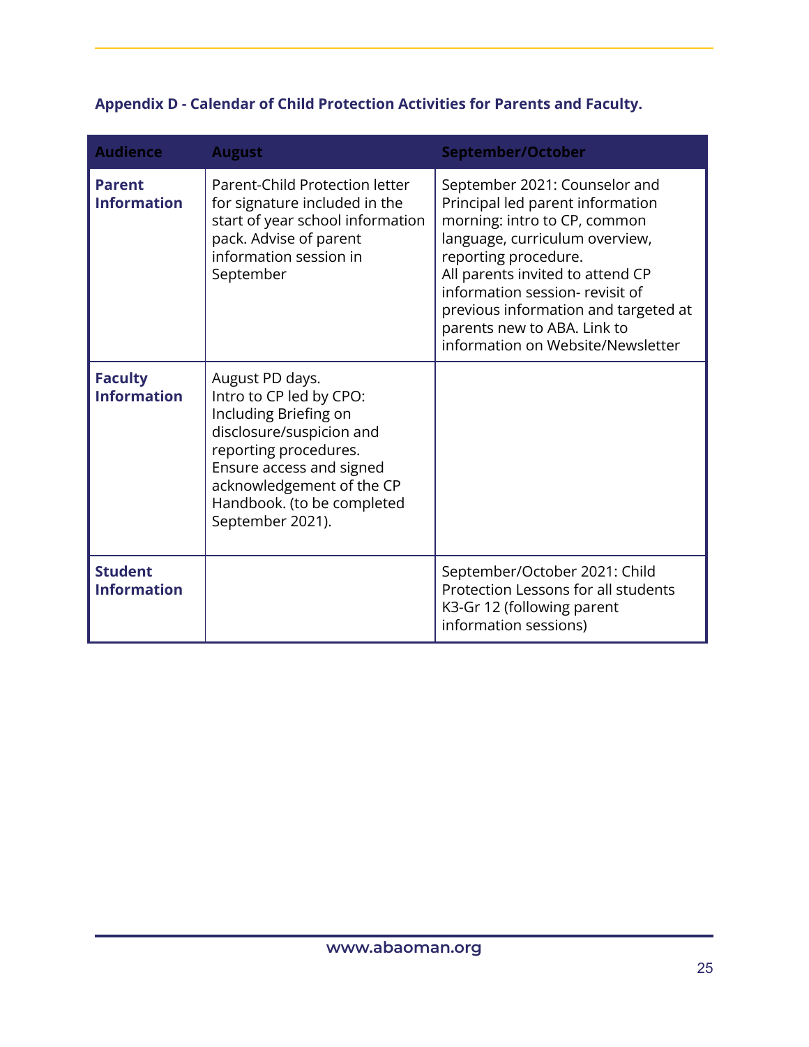**Appendix D - Calendar of Child Protection Activities for Parents and Faculty.**

| Audience | August | September/October |
|---|---|---|
| **Parent Information** | Parent-Child Protection letter for signature included in the start of year school information pack. Advise of parent information session in September | September 2021: Counselor and Principal led parent information morning: intro to CP, common language, curriculum overview, reporting procedure.<br>All parents invited to attend CP information session- revisit of previous information and targeted at parents new to ABA. Link to information on Website/Newsletter |
| **Faculty Information** | August PD days.<br>Intro to CP led by CPO: Including Briefing on disclosure/suspicion and reporting procedures.<br>Ensure access and signed acknowledgement of the CP Handbook. (to be completed September 2021). | |
| **Student Information** | | September/October 2021: Child Protection Lessons for all students K3-Gr 12 (following parent information sessions) |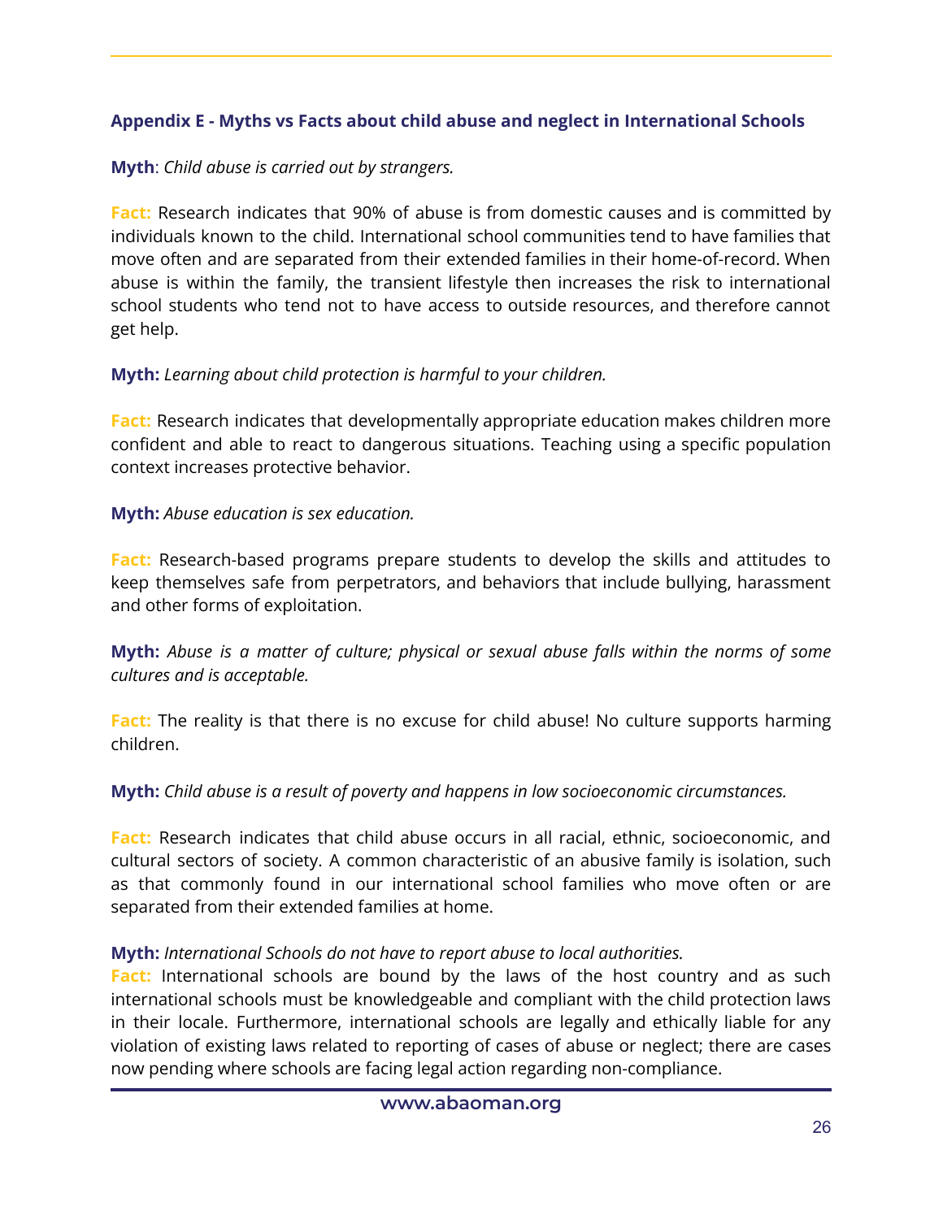### Appendix E - Myths vs Facts about child abuse and neglect in International Schools

**Myth**: *Child abuse is carried out by strangers.*

**Fact:** Research indicates that 90% of abuse is from domestic causes and is committed by individuals known to the child. International school communities tend to have families that move often and are separated from their extended families in their home-of-record. When abuse is within the family, the transient lifestyle then increases the risk to international school students who tend not to have access to outside resources, and therefore cannot get help.

**Myth:** *Learning about child protection is harmful to your children.*

**Fact:** Research indicates that developmentally appropriate education makes children more confident and able to react to dangerous situations. Teaching using a specific population context increases protective behavior.

**Myth:** *Abuse education is sex education.*

**Fact:** Research-based programs prepare students to develop the skills and attitudes to keep themselves safe from perpetrators, and behaviors that include bullying, harassment and other forms of exploitation.

**Myth:** *Abuse is a matter of culture; physical or sexual abuse falls within the norms of some cultures and is acceptable.*

**Fact:** The reality is that there is no excuse for child abuse! No culture supports harming children.

**Myth:** *Child abuse is a result of poverty and happens in low socioeconomic circumstances.*

**Fact:** Research indicates that child abuse occurs in all racial, ethnic, socioeconomic, and cultural sectors of society. A common characteristic of an abusive family is isolation, such as that commonly found in our international school families who move often or are separated from their extended families at home.

**Myth:** *International Schools do not have to report abuse to local authorities.*

**Fact:** International schools are bound by the laws of the host country and as such international schools must be knowledgeable and compliant with the child protection laws in their locale. Furthermore, international schools are legally and ethically liable for any violation of existing laws related to reporting of cases of abuse or neglect; there are cases now pending where schools are facing legal action regarding non-compliance.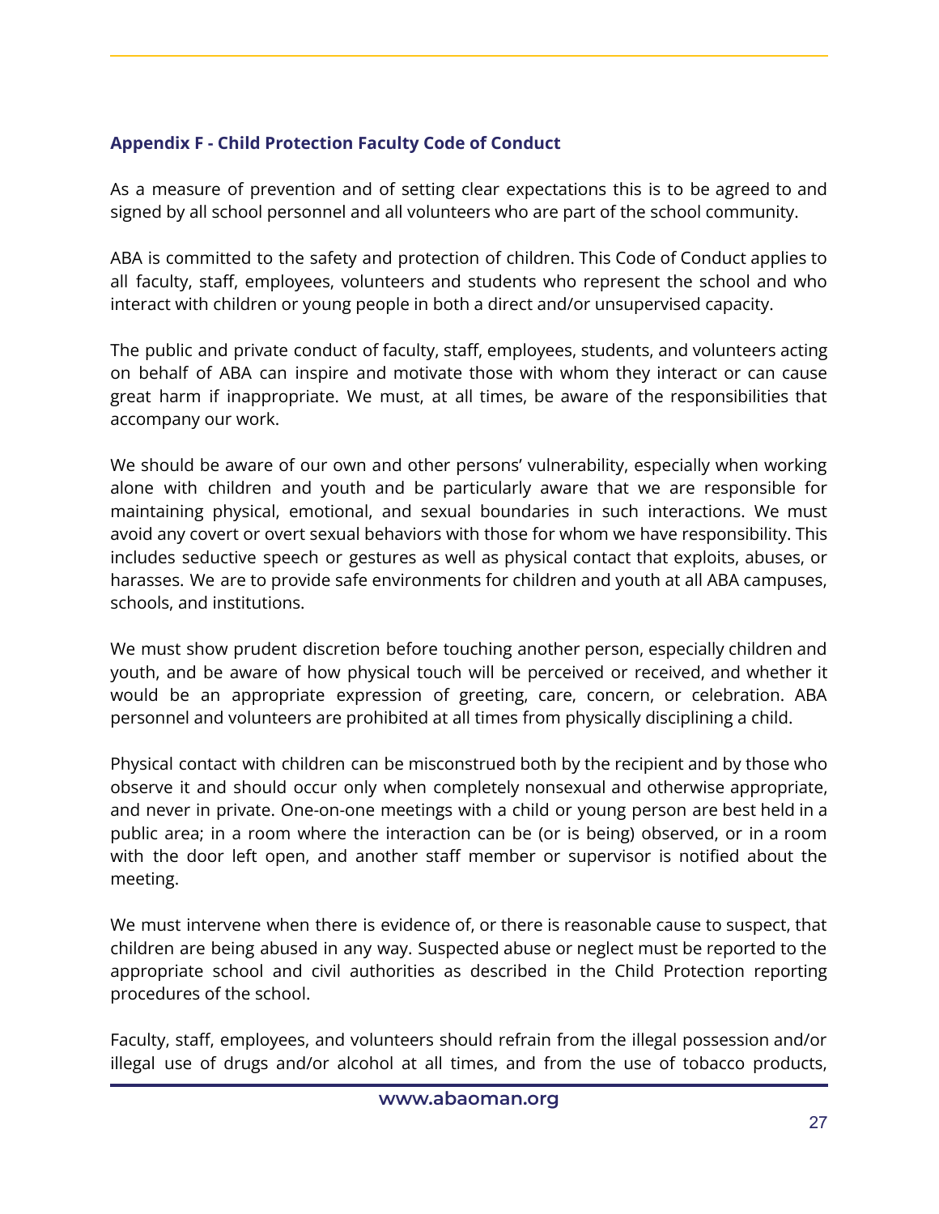### Appendix F - Child Protection Faculty Code of Conduct

As a measure of prevention and of setting clear expectations this is to be agreed to and signed by all school personnel and all volunteers who are part of the school community.

ABA is committed to the safety and protection of children. This Code of Conduct applies to all faculty, staff, employees, volunteers and students who represent the school and who interact with children or young people in both a direct and/or unsupervised capacity.

The public and private conduct of faculty, staff, employees, students, and volunteers acting on behalf of ABA can inspire and motivate those with whom they interact or can cause great harm if inappropriate. We must, at all times, be aware of the responsibilities that accompany our work.

We should be aware of our own and other persons' vulnerability, especially when working alone with children and youth and be particularly aware that we are responsible for maintaining physical, emotional, and sexual boundaries in such interactions. We must avoid any covert or overt sexual behaviors with those for whom we have responsibility. This includes seductive speech or gestures as well as physical contact that exploits, abuses, or harasses. We are to provide safe environments for children and youth at all ABA campuses, schools, and institutions.

We must show prudent discretion before touching another person, especially children and youth, and be aware of how physical touch will be perceived or received, and whether it would be an appropriate expression of greeting, care, concern, or celebration. ABA personnel and volunteers are prohibited at all times from physically disciplining a child.

Physical contact with children can be misconstrued both by the recipient and by those who observe it and should occur only when completely nonsexual and otherwise appropriate, and never in private. One-on-one meetings with a child or young person are best held in a public area; in a room where the interaction can be (or is being) observed, or in a room with the door left open, and another staff member or supervisor is notified about the meeting.

We must intervene when there is evidence of, or there is reasonable cause to suspect, that children are being abused in any way. Suspected abuse or neglect must be reported to the appropriate school and civil authorities as described in the Child Protection reporting procedures of the school.

Faculty, staff, employees, and volunteers should refrain from the illegal possession and/or illegal use of drugs and/or alcohol at all times, and from the use of tobacco products,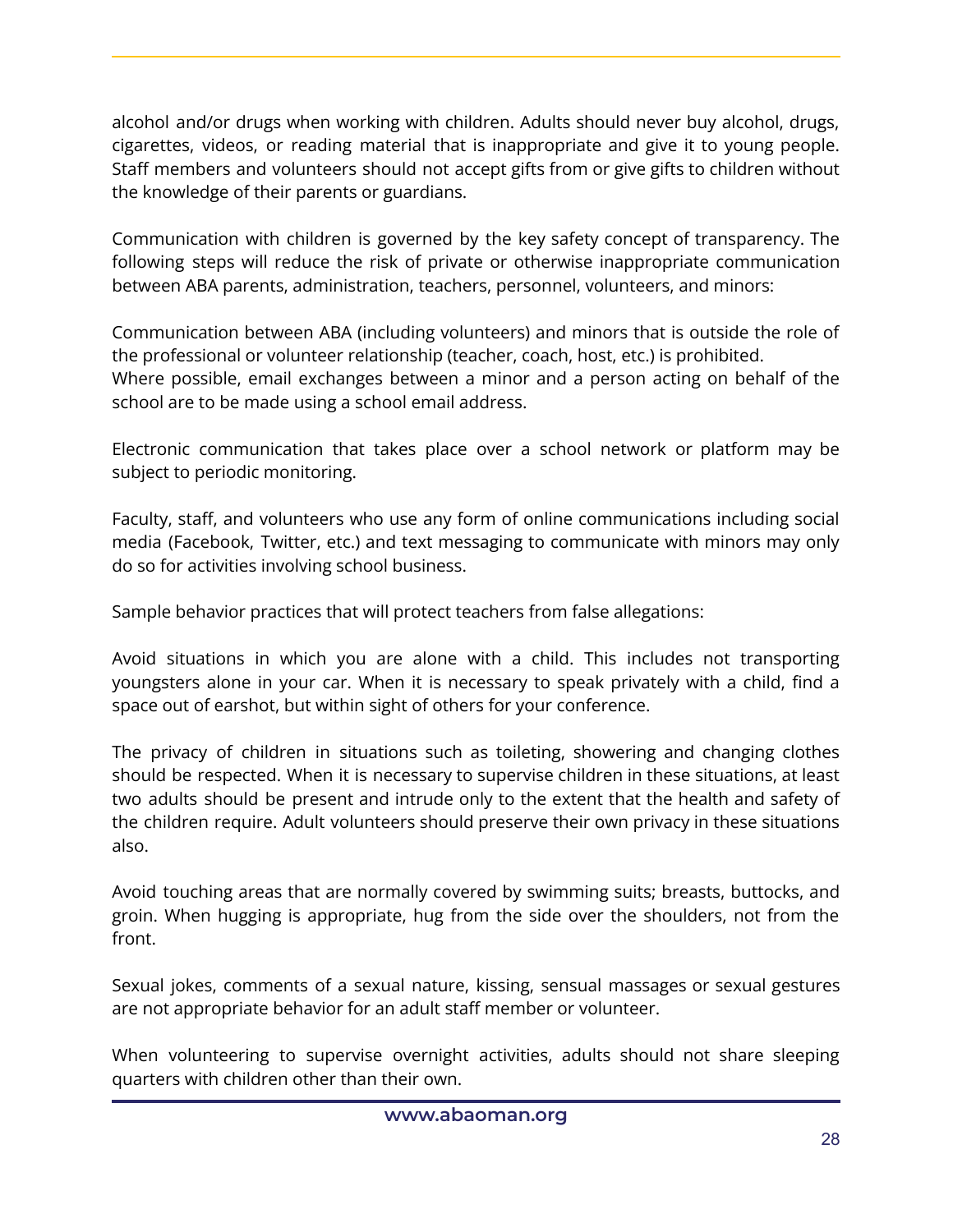alcohol and/or drugs when working with children. Adults should never buy alcohol, drugs, cigarettes, videos, or reading material that is inappropriate and give it to young people. Staff members and volunteers should not accept gifts from or give gifts to children without the knowledge of their parents or guardians.

Communication with children is governed by the key safety concept of transparency. The following steps will reduce the risk of private or otherwise inappropriate communication between ABA parents, administration, teachers, personnel, volunteers, and minors:

Communication between ABA (including volunteers) and minors that is outside the role of the professional or volunteer relationship (teacher, coach, host, etc.) is prohibited.
Where possible, email exchanges between a minor and a person acting on behalf of the school are to be made using a school email address.

Electronic communication that takes place over a school network or platform may be subject to periodic monitoring.

Faculty, staff, and volunteers who use any form of online communications including social media (Facebook, Twitter, etc.) and text messaging to communicate with minors may only do so for activities involving school business.

Sample behavior practices that will protect teachers from false allegations:

Avoid situations in which you are alone with a child. This includes not transporting youngsters alone in your car. When it is necessary to speak privately with a child, find a space out of earshot, but within sight of others for your conference.

The privacy of children in situations such as toileting, showering and changing clothes should be respected. When it is necessary to supervise children in these situations, at least two adults should be present and intrude only to the extent that the health and safety of the children require. Adult volunteers should preserve their own privacy in these situations also.

Avoid touching areas that are normally covered by swimming suits; breasts, buttocks, and groin. When hugging is appropriate, hug from the side over the shoulders, not from the front.

Sexual jokes, comments of a sexual nature, kissing, sensual massages or sexual gestures are not appropriate behavior for an adult staff member or volunteer.

When volunteering to supervise overnight activities, adults should not share sleeping quarters with children other than their own.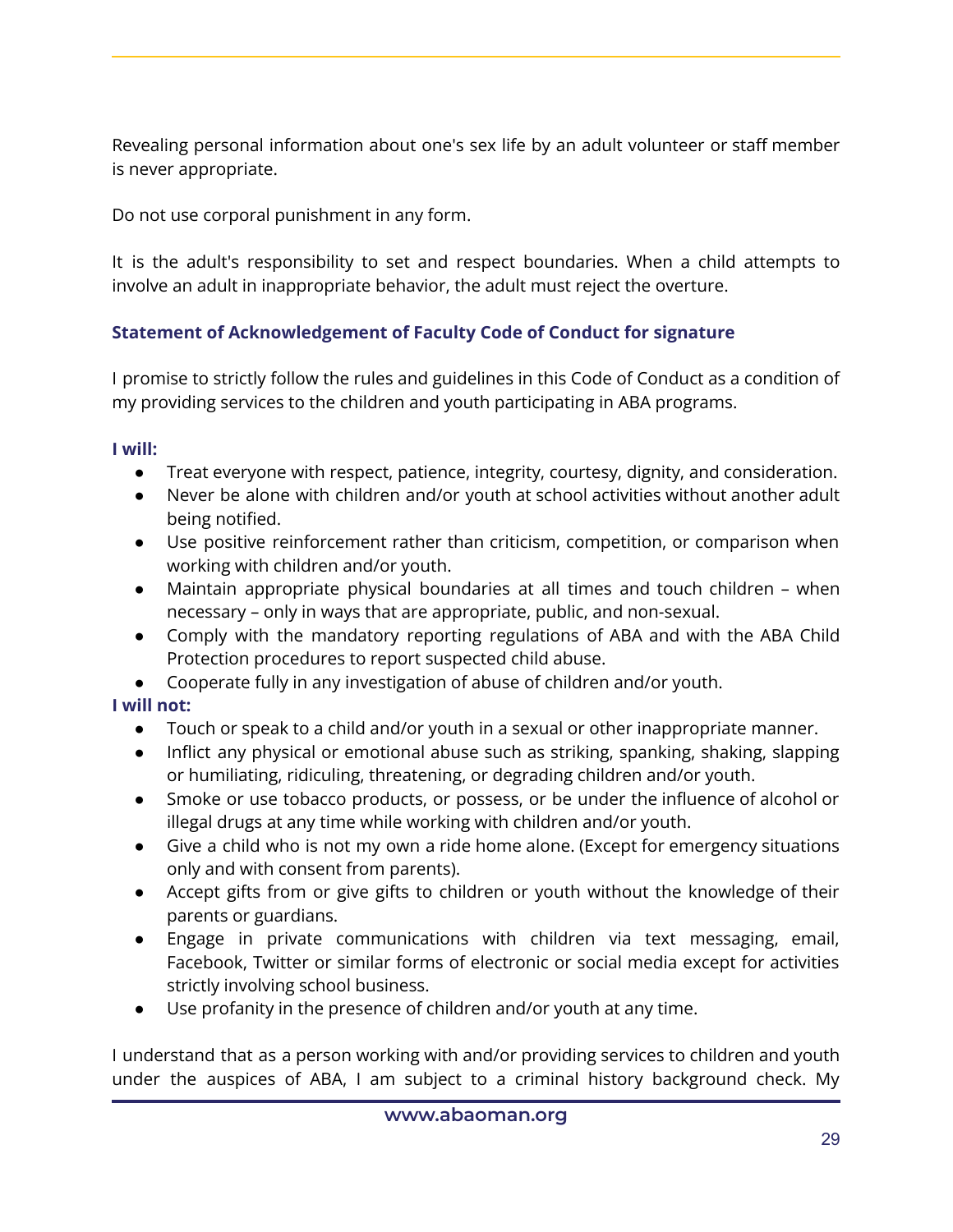Revealing personal information about one's sex life by an adult volunteer or staff member is never appropriate.

Do not use corporal punishment in any form.

It is the adult's responsibility to set and respect boundaries. When a child attempts to involve an adult in inappropriate behavior, the adult must reject the overture.

### Statement of Acknowledgement of Faculty Code of Conduct for signature

I promise to strictly follow the rules and guidelines in this Code of Conduct as a condition of my providing services to the children and youth participating in ABA programs.

**I will:**

- Treat everyone with respect, patience, integrity, courtesy, dignity, and consideration.
- Never be alone with children and/or youth at school activities without another adult being notified.
- Use positive reinforcement rather than criticism, competition, or comparison when working with children and/or youth.
- Maintain appropriate physical boundaries at all times and touch children – when necessary – only in ways that are appropriate, public, and non-sexual.
- Comply with the mandatory reporting regulations of ABA and with the ABA Child Protection procedures to report suspected child abuse.
- Cooperate fully in any investigation of abuse of children and/or youth.

**I will not:**

- Touch or speak to a child and/or youth in a sexual or other inappropriate manner.
- Inflict any physical or emotional abuse such as striking, spanking, shaking, slapping or humiliating, ridiculing, threatening, or degrading children and/or youth.
- Smoke or use tobacco products, or possess, or be under the influence of alcohol or illegal drugs at any time while working with children and/or youth.
- Give a child who is not my own a ride home alone. (Except for emergency situations only and with consent from parents).
- Accept gifts from or give gifts to children or youth without the knowledge of their parents or guardians.
- Engage in private communications with children via text messaging, email, Facebook, Twitter or similar forms of electronic or social media except for activities strictly involving school business.
- Use profanity in the presence of children and/or youth at any time.

I understand that as a person working with and/or providing services to children and youth under the auspices of ABA, I am subject to a criminal history background check. My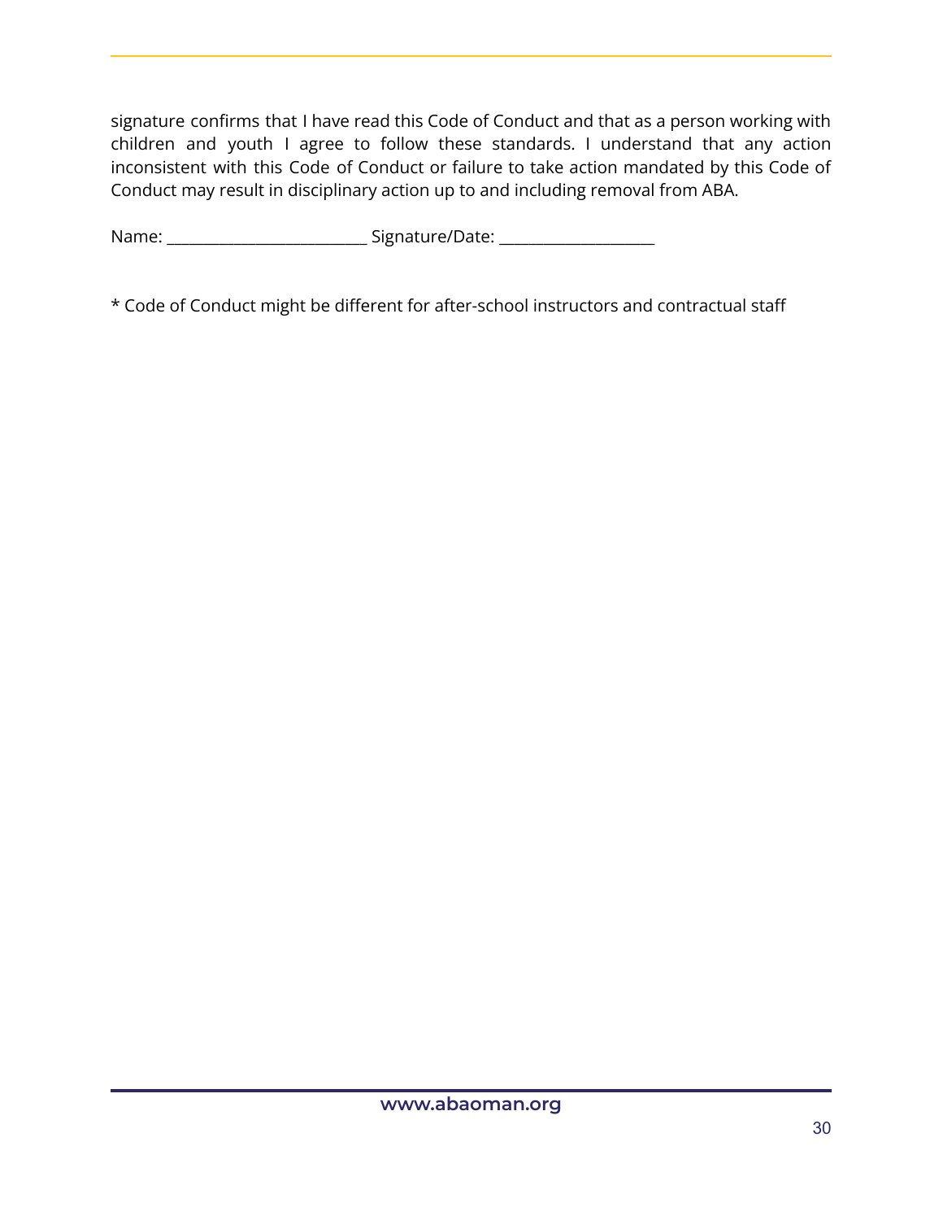signature confirms that I have read this Code of Conduct and that as a person working with children and youth I agree to follow these standards. I understand that any action inconsistent with this Code of Conduct or failure to take action mandated by this Code of Conduct may result in disciplinary action up to and including removal from ABA.

Name: ___________________________ Signature/Date: _____________________

* Code of Conduct might be different for after-school instructors and contractual staff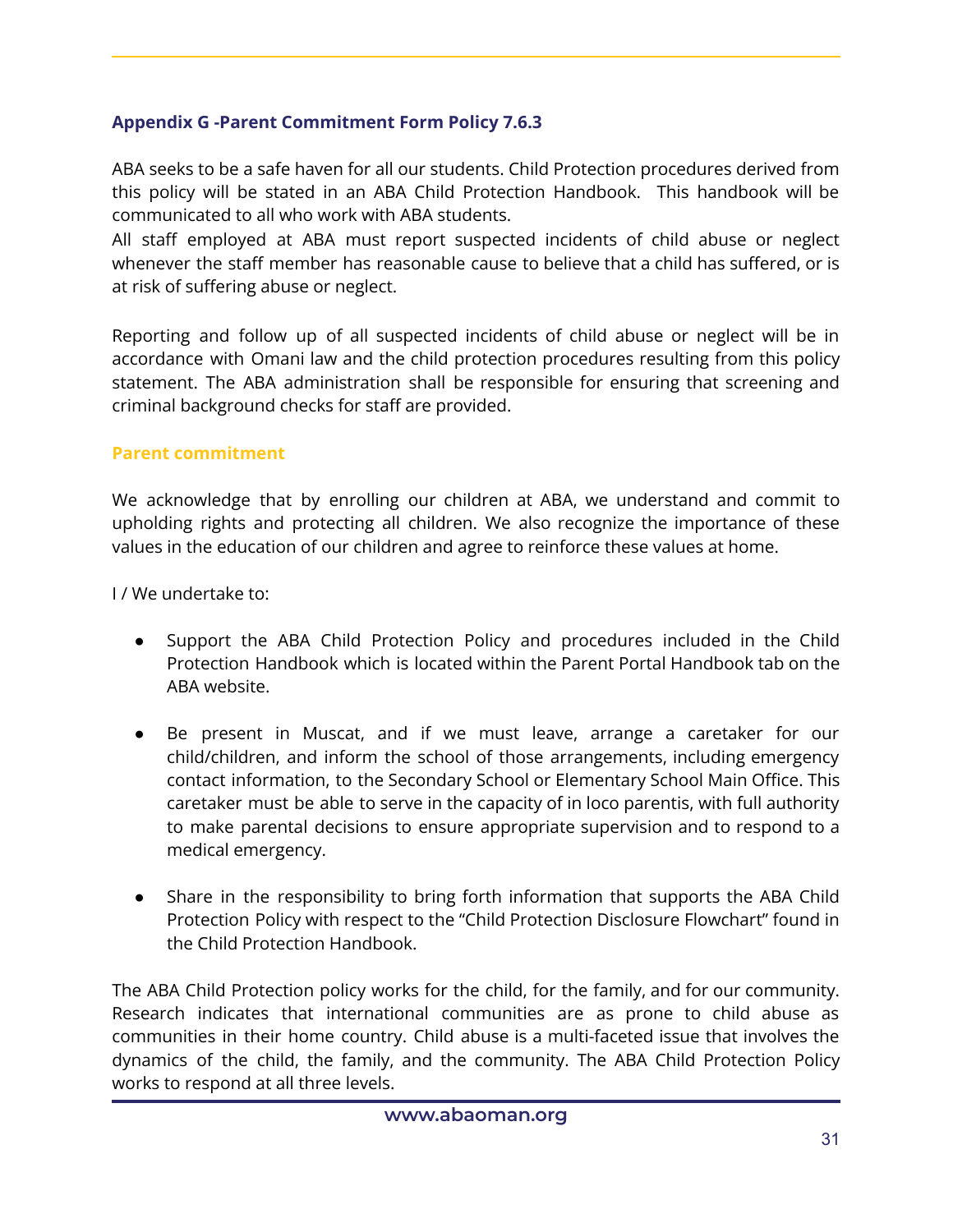### Appendix G -Parent Commitment Form Policy 7.6.3

ABA seeks to be a safe haven for all our students. Child Protection procedures derived from this policy will be stated in an ABA Child Protection Handbook. This handbook will be communicated to all who work with ABA students.
All staff employed at ABA must report suspected incidents of child abuse or neglect whenever the staff member has reasonable cause to believe that a child has suffered, or is at risk of suffering abuse or neglect.

Reporting and follow up of all suspected incidents of child abuse or neglect will be in accordance with Omani law and the child protection procedures resulting from this policy statement. The ABA administration shall be responsible for ensuring that screening and criminal background checks for staff are provided.

#### Parent commitment

We acknowledge that by enrolling our children at ABA, we understand and commit to upholding rights and protecting all children. We also recognize the importance of these values in the education of our children and agree to reinforce these values at home.

I / We undertake to:

- Support the ABA Child Protection Policy and procedures included in the Child Protection Handbook which is located within the Parent Portal Handbook tab on the ABA website.

- Be present in Muscat, and if we must leave, arrange a caretaker for our child/children, and inform the school of those arrangements, including emergency contact information, to the Secondary School or Elementary School Main Office. This caretaker must be able to serve in the capacity of in loco parentis, with full authority to make parental decisions to ensure appropriate supervision and to respond to a medical emergency.

- Share in the responsibility to bring forth information that supports the ABA Child Protection Policy with respect to the "Child Protection Disclosure Flowchart" found in the Child Protection Handbook.

The ABA Child Protection policy works for the child, for the family, and for our community. Research indicates that international communities are as prone to child abuse as communities in their home country. Child abuse is a multi-faceted issue that involves the dynamics of the child, the family, and the community. The ABA Child Protection Policy works to respond at all three levels.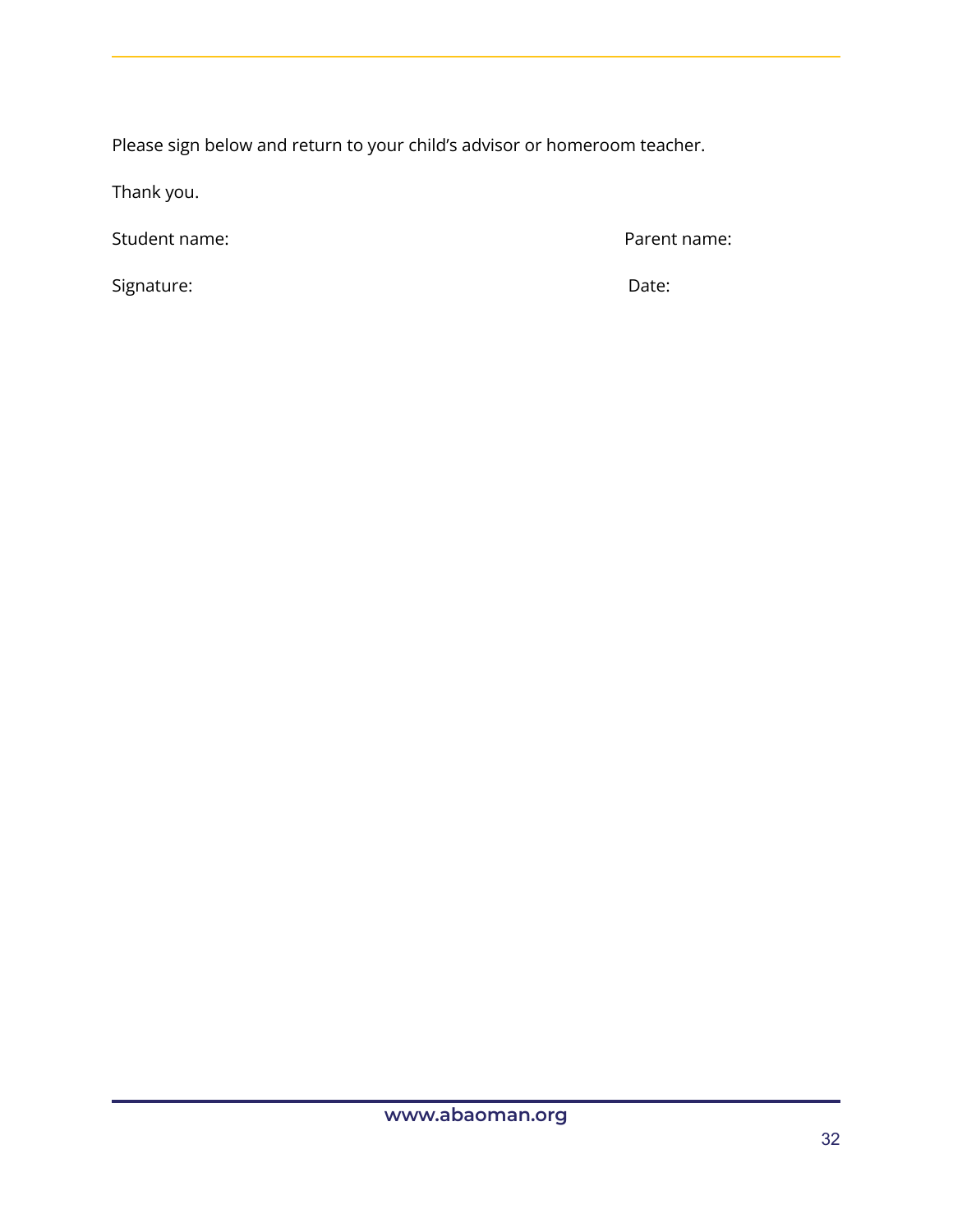Please sign below and return to your child's advisor or homeroom teacher.

Thank you.

Student name: Parent name:

Signature: Date: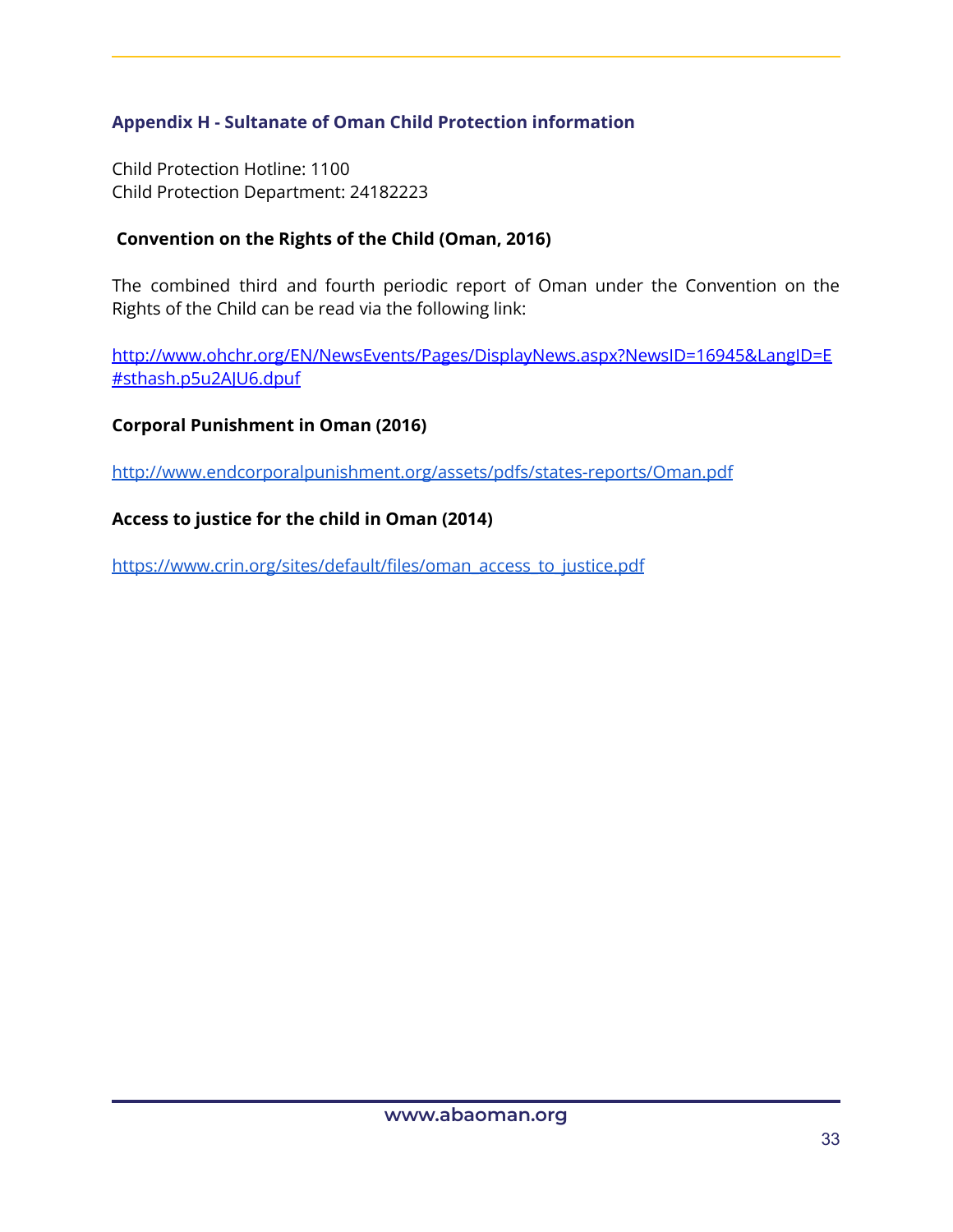## Appendix H - Sultanate of Oman Child Protection information

Child Protection Hotline: 1100
Child Protection Department: 24182223

**Convention on the Rights of the Child (Oman, 2016)**

The combined third and fourth periodic report of Oman under the Convention on the Rights of the Child can be read via the following link:

[http://www.ohchr.org/EN/NewsEvents/Pages/DisplayNews.aspx?NewsID=16945&LangID=E#sthash.p5u2AJU6.dpuf](http://www.ohchr.org/EN/NewsEvents/Pages/DisplayNews.aspx?NewsID=16945&LangID=E#sthash.p5u2AJU6.dpuf)

**Corporal Punishment in Oman (2016)**

[http://www.endcorporalpunishment.org/assets/pdfs/states-reports/Oman.pdf](http://www.endcorporalpunishment.org/assets/pdfs/states-reports/Oman.pdf)

**Access to justice for the child in Oman (2014)**

[https://www.crin.org/sites/default/files/oman_access_to_justice.pdf](https://www.crin.org/sites/default/files/oman_access_to_justice.pdf)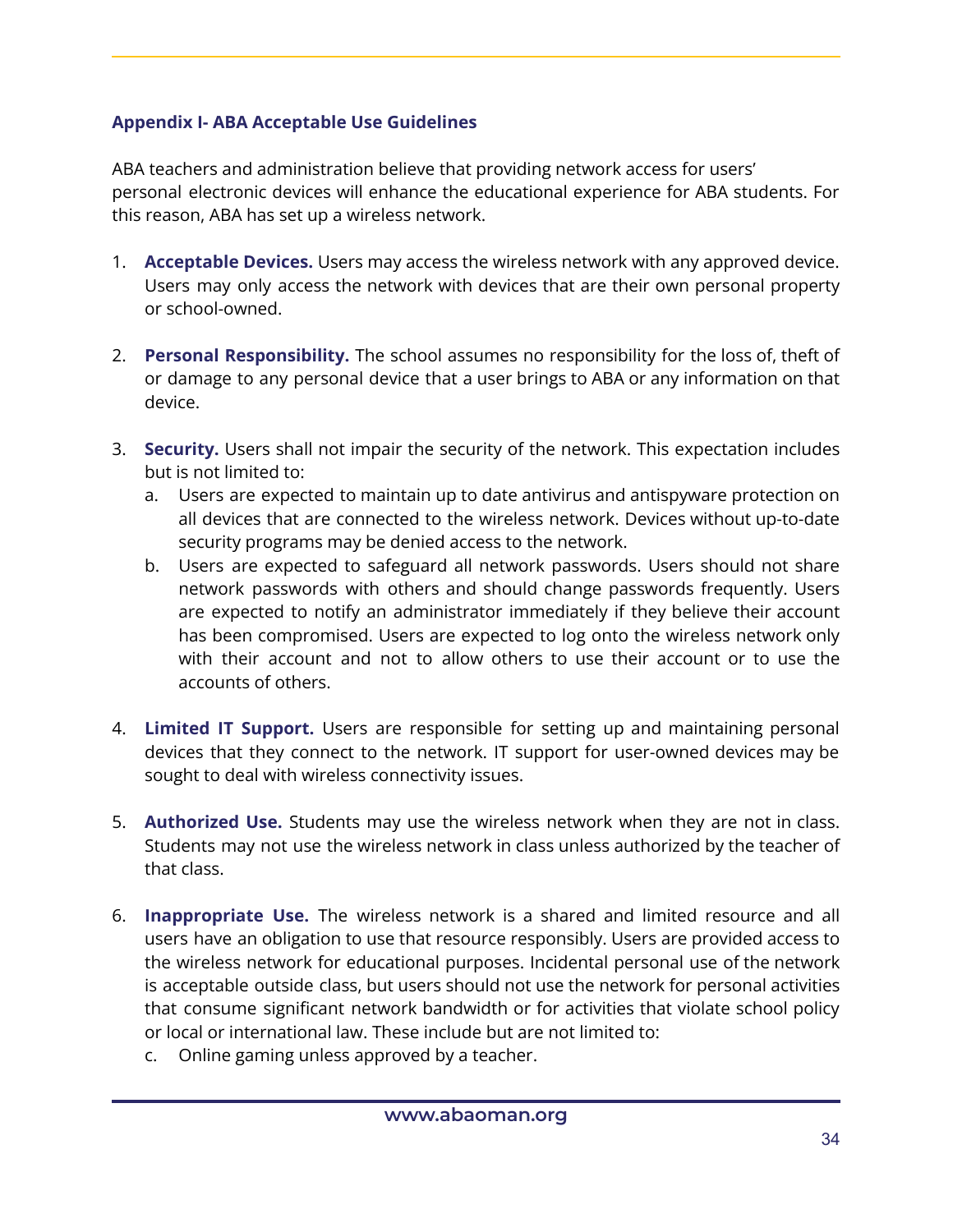### Appendix I- ABA Acceptable Use Guidelines

ABA teachers and administration believe that providing network access for users' personal electronic devices will enhance the educational experience for ABA students. For this reason, ABA has set up a wireless network.

1. **Acceptable Devices.** Users may access the wireless network with any approved device. Users may only access the network with devices that are their own personal property or school-owned.

2. **Personal Responsibility.** The school assumes no responsibility for the loss of, theft of or damage to any personal device that a user brings to ABA or any information on that device.

3. **Security.** Users shall not impair the security of the network. This expectation includes but is not limited to:
   a. Users are expected to maintain up to date antivirus and antispyware protection on all devices that are connected to the wireless network. Devices without up-to-date security programs may be denied access to the network.
   b. Users are expected to safeguard all network passwords. Users should not share network passwords with others and should change passwords frequently. Users are expected to notify an administrator immediately if they believe their account has been compromised. Users are expected to log onto the wireless network only with their account and not to allow others to use their account or to use the accounts of others.

4. **Limited IT Support.** Users are responsible for setting up and maintaining personal devices that they connect to the network. IT support for user-owned devices may be sought to deal with wireless connectivity issues.

5. **Authorized Use.** Students may use the wireless network when they are not in class. Students may not use the wireless network in class unless authorized by the teacher of that class.

6. **Inappropriate Use.** The wireless network is a shared and limited resource and all users have an obligation to use that resource responsibly. Users are provided access to the wireless network for educational purposes. Incidental personal use of the network is acceptable outside class, but users should not use the network for personal activities that consume significant network bandwidth or for activities that violate school policy or local or international law. These include but are not limited to:
   c. Online gaming unless approved by a teacher.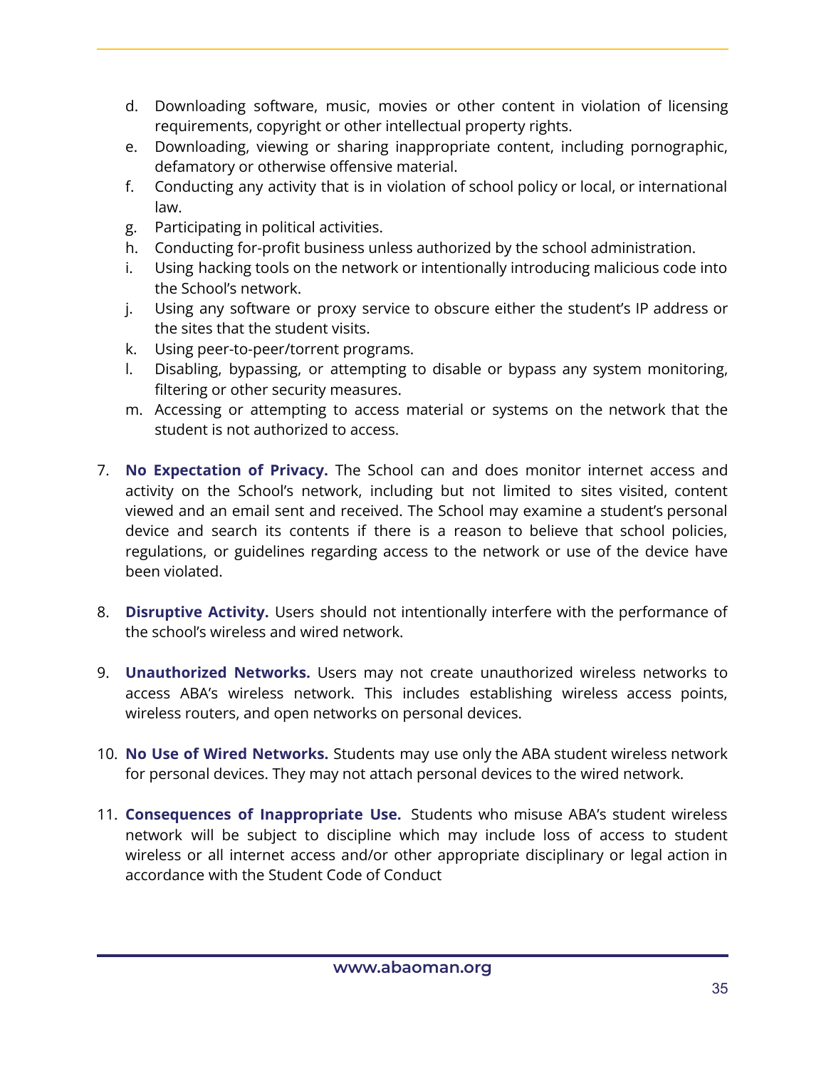d. Downloading software, music, movies or other content in violation of licensing requirements, copyright or other intellectual property rights.
e. Downloading, viewing or sharing inappropriate content, including pornographic, defamatory or otherwise offensive material.
f. Conducting any activity that is in violation of school policy or local, or international law.
g. Participating in political activities.
h. Conducting for-profit business unless authorized by the school administration.
i. Using hacking tools on the network or intentionally introducing malicious code into the School's network.
j. Using any software or proxy service to obscure either the student's IP address or the sites that the student visits.
k. Using peer-to-peer/torrent programs.
l. Disabling, bypassing, or attempting to disable or bypass any system monitoring, filtering or other security measures.
m. Accessing or attempting to access material or systems on the network that the student is not authorized to access.

7. **No Expectation of Privacy.** The School can and does monitor internet access and activity on the School's network, including but not limited to sites visited, content viewed and an email sent and received. The School may examine a student's personal device and search its contents if there is a reason to believe that school policies, regulations, or guidelines regarding access to the network or use of the device have been violated.

8. **Disruptive Activity.** Users should not intentionally interfere with the performance of the school's wireless and wired network.

9. **Unauthorized Networks.** Users may not create unauthorized wireless networks to access ABA's wireless network. This includes establishing wireless access points, wireless routers, and open networks on personal devices.

10. **No Use of Wired Networks.** Students may use only the ABA student wireless network for personal devices. They may not attach personal devices to the wired network.

11. **Consequences of Inappropriate Use.** Students who misuse ABA's student wireless network will be subject to discipline which may include loss of access to student wireless or all internet access and/or other appropriate disciplinary or legal action in accordance with the Student Code of Conduct